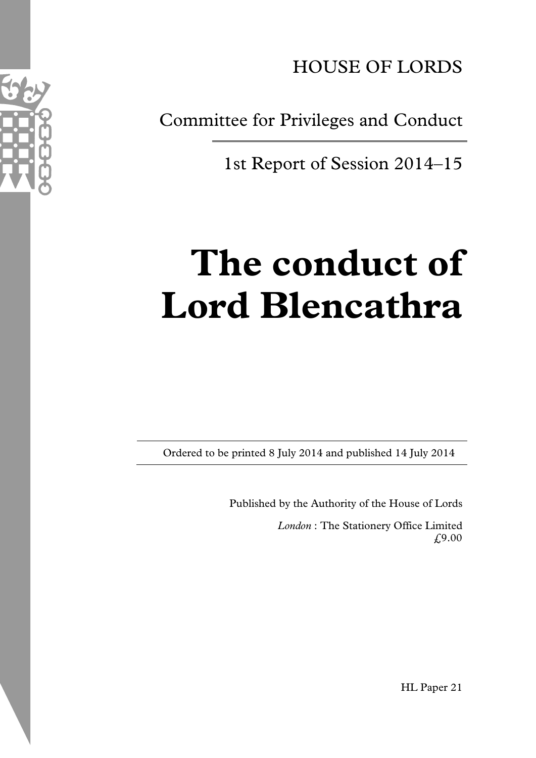HOUSE OF LORDS

Committee for Privileges and Conduct

1st Report of Session 2014–15

# The conduct of Lord Blencathra

Ordered to be printed 8 July 2014 and published 14 July 2014

Published by the Authority of the House of Lords

*London* : The Stationery Office Limited
£9.00

HL Paper 21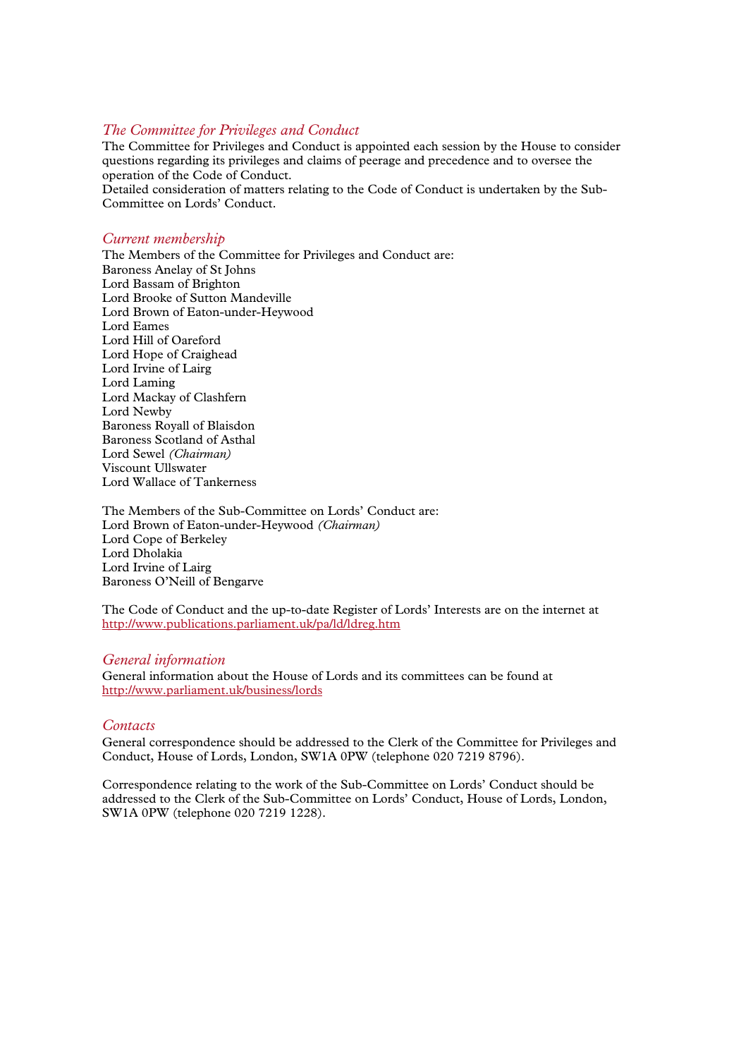## *The Committee for Privileges and Conduct*

The Committee for Privileges and Conduct is appointed each session by the House to consider questions regarding its privileges and claims of peerage and precedence and to oversee the operation of the Code of Conduct.
Detailed consideration of matters relating to the Code of Conduct is undertaken by the Sub-Committee on Lords' Conduct.

## *Current membership*

The Members of the Committee for Privileges and Conduct are:
Baroness Anelay of St Johns
Lord Bassam of Brighton
Lord Brooke of Sutton Mandeville
Lord Brown of Eaton-under-Heywood
Lord Eames
Lord Hill of Oareford
Lord Hope of Craighead
Lord Irvine of Lairg
Lord Laming
Lord Mackay of Clashfern
Lord Newby
Baroness Royall of Blaisdon
Baroness Scotland of Asthal
Lord Sewel *(Chairman)*
Viscount Ullswater
Lord Wallace of Tankerness

The Members of the Sub-Committee on Lords' Conduct are:
Lord Brown of Eaton-under-Heywood *(Chairman)*
Lord Cope of Berkeley
Lord Dholakia
Lord Irvine of Lairg
Baroness O'Neill of Bengarve

The Code of Conduct and the up-to-date Register of Lords' Interests are on the internet at http://www.publications.parliament.uk/pa/ld/ldreg.htm

## *General information*

General information about the House of Lords and its committees can be found at http://www.parliament.uk/business/lords

## *Contacts*

General correspondence should be addressed to the Clerk of the Committee for Privileges and Conduct, House of Lords, London, SW1A 0PW (telephone 020 7219 8796).

Correspondence relating to the work of the Sub-Committee on Lords' Conduct should be addressed to the Clerk of the Sub-Committee on Lords' Conduct, House of Lords, London, SW1A 0PW (telephone 020 7219 1228).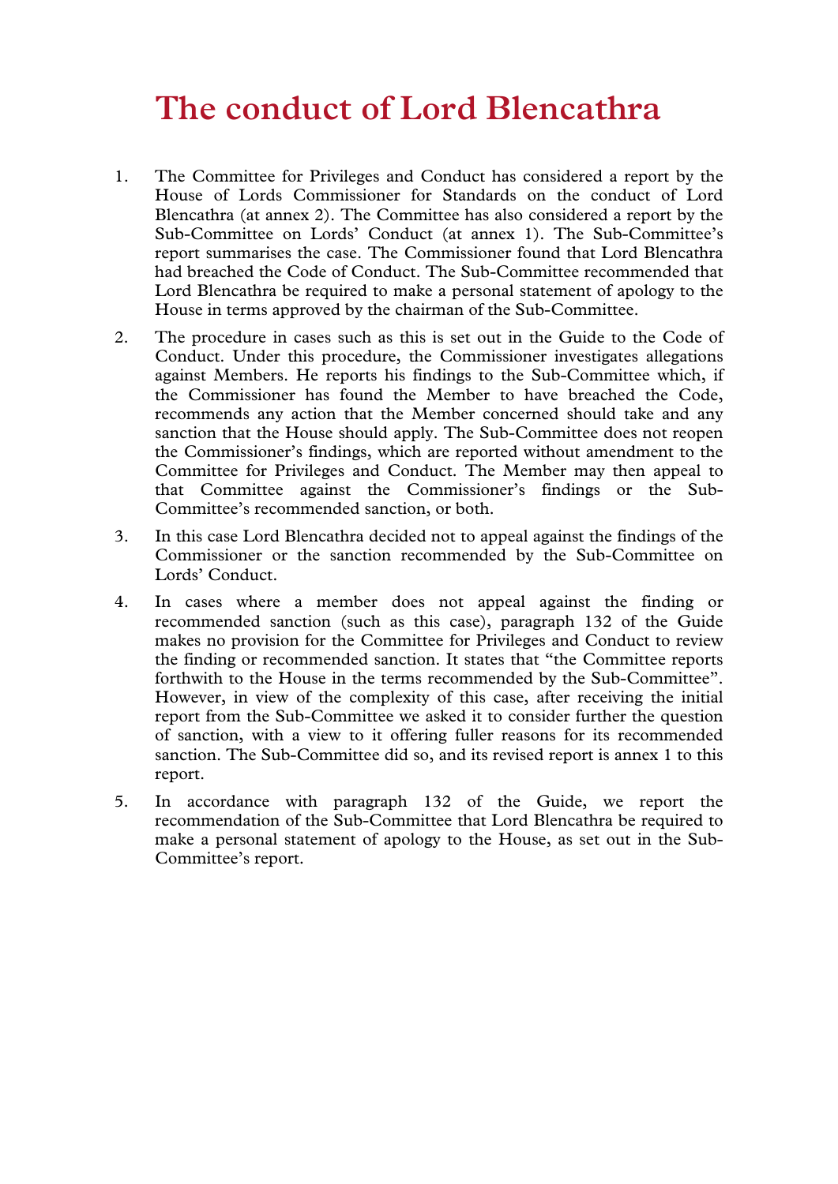# The conduct of Lord Blencathra

1. The Committee for Privileges and Conduct has considered a report by the House of Lords Commissioner for Standards on the conduct of Lord Blencathra (at annex 2). The Committee has also considered a report by the Sub-Committee on Lords' Conduct (at annex 1). The Sub-Committee's report summarises the case. The Commissioner found that Lord Blencathra had breached the Code of Conduct. The Sub-Committee recommended that Lord Blencathra be required to make a personal statement of apology to the House in terms approved by the chairman of the Sub-Committee.

2. The procedure in cases such as this is set out in the Guide to the Code of Conduct. Under this procedure, the Commissioner investigates allegations against Members. He reports his findings to the Sub-Committee which, if the Commissioner has found the Member to have breached the Code, recommends any action that the Member concerned should take and any sanction that the House should apply. The Sub-Committee does not reopen the Commissioner's findings, which are reported without amendment to the Committee for Privileges and Conduct. The Member may then appeal to that Committee against the Commissioner's findings or the Sub-Committee's recommended sanction, or both.

3. In this case Lord Blencathra decided not to appeal against the findings of the Commissioner or the sanction recommended by the Sub-Committee on Lords' Conduct.

4. In cases where a member does not appeal against the finding or recommended sanction (such as this case), paragraph 132 of the Guide makes no provision for the Committee for Privileges and Conduct to review the finding or recommended sanction. It states that "the Committee reports forthwith to the House in the terms recommended by the Sub-Committee". However, in view of the complexity of this case, after receiving the initial report from the Sub-Committee we asked it to consider further the question of sanction, with a view to it offering fuller reasons for its recommended sanction. The Sub-Committee did so, and its revised report is annex 1 to this report.

5. In accordance with paragraph 132 of the Guide, we report the recommendation of the Sub-Committee that Lord Blencathra be required to make a personal statement of apology to the House, as set out in the Sub-Committee's report.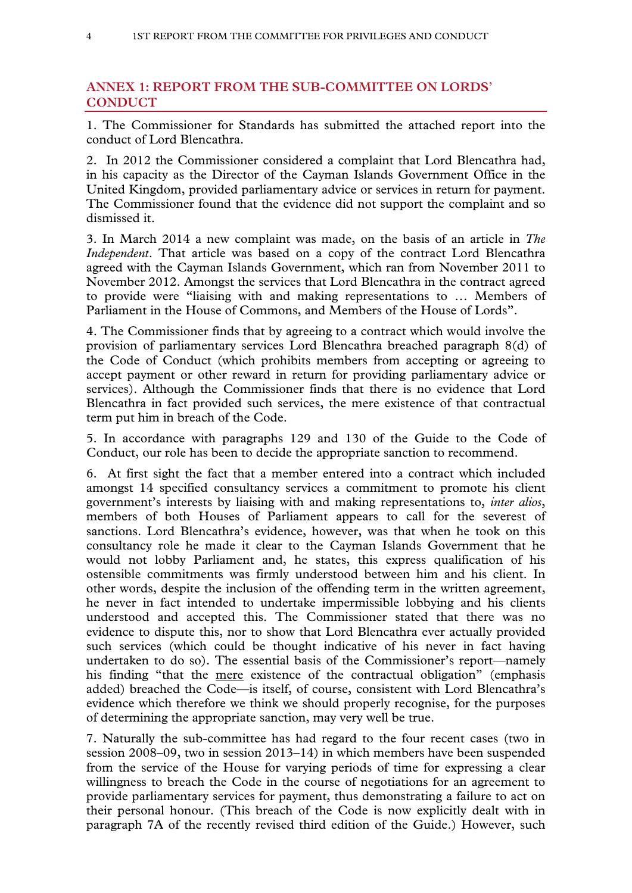## ANNEX 1: REPORT FROM THE SUB-COMMITTEE ON LORDS' CONDUCT

1. The Commissioner for Standards has submitted the attached report into the conduct of Lord Blencathra.

2. In 2012 the Commissioner considered a complaint that Lord Blencathra had, in his capacity as the Director of the Cayman Islands Government Office in the United Kingdom, provided parliamentary advice or services in return for payment. The Commissioner found that the evidence did not support the complaint and so dismissed it.

3. In March 2014 a new complaint was made, on the basis of an article in *The Independent*. That article was based on a copy of the contract Lord Blencathra agreed with the Cayman Islands Government, which ran from November 2011 to November 2012. Amongst the services that Lord Blencathra in the contract agreed to provide were "liaising with and making representations to … Members of Parliament in the House of Commons, and Members of the House of Lords".

4. The Commissioner finds that by agreeing to a contract which would involve the provision of parliamentary services Lord Blencathra breached paragraph 8(d) of the Code of Conduct (which prohibits members from accepting or agreeing to accept payment or other reward in return for providing parliamentary advice or services). Although the Commissioner finds that there is no evidence that Lord Blencathra in fact provided such services, the mere existence of that contractual term put him in breach of the Code.

5. In accordance with paragraphs 129 and 130 of the Guide to the Code of Conduct, our role has been to decide the appropriate sanction to recommend.

6. At first sight the fact that a member entered into a contract which included amongst 14 specified consultancy services a commitment to promote his client government's interests by liaising with and making representations to, *inter alios*, members of both Houses of Parliament appears to call for the severest of sanctions. Lord Blencathra's evidence, however, was that when he took on this consultancy role he made it clear to the Cayman Islands Government that he would not lobby Parliament and, he states, this express qualification of his ostensible commitments was firmly understood between him and his client. In other words, despite the inclusion of the offending term in the written agreement, he never in fact intended to undertake impermissible lobbying and his clients understood and accepted this. The Commissioner stated that there was no evidence to dispute this, nor to show that Lord Blencathra ever actually provided such services (which could be thought indicative of his never in fact having undertaken to do so). The essential basis of the Commissioner's report—namely his finding "that the <u>mere</u> existence of the contractual obligation" (emphasis added) breached the Code—is itself, of course, consistent with Lord Blencathra's evidence which therefore we think we should properly recognise, for the purposes of determining the appropriate sanction, may very well be true.

7. Naturally the sub-committee has had regard to the four recent cases (two in session 2008–09, two in session 2013–14) in which members have been suspended from the service of the House for varying periods of time for expressing a clear willingness to breach the Code in the course of negotiations for an agreement to provide parliamentary services for payment, thus demonstrating a failure to act on their personal honour. (This breach of the Code is now explicitly dealt with in paragraph 7A of the recently revised third edition of the Guide.) However, such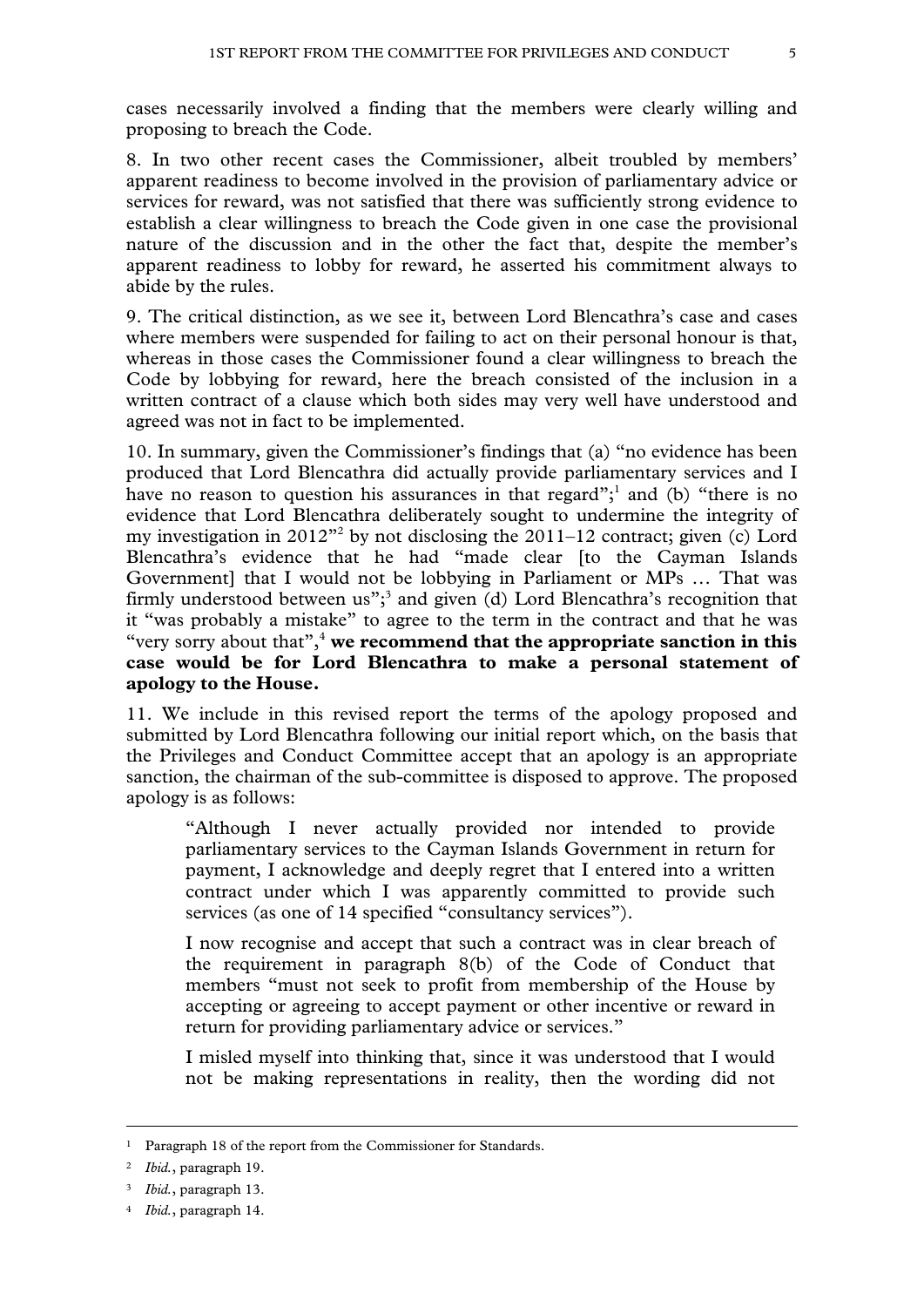cases necessarily involved a finding that the members were clearly willing and proposing to breach the Code.

8. In two other recent cases the Commissioner, albeit troubled by members' apparent readiness to become involved in the provision of parliamentary advice or services for reward, was not satisfied that there was sufficiently strong evidence to establish a clear willingness to breach the Code given in one case the provisional nature of the discussion and in the other the fact that, despite the member's apparent readiness to lobby for reward, he asserted his commitment always to abide by the rules.

9. The critical distinction, as we see it, between Lord Blencathra's case and cases where members were suspended for failing to act on their personal honour is that, whereas in those cases the Commissioner found a clear willingness to breach the Code by lobbying for reward, here the breach consisted of the inclusion in a written contract of a clause which both sides may very well have understood and agreed was not in fact to be implemented.

10. In summary, given the Commissioner's findings that (a) "no evidence has been produced that Lord Blencathra did actually provide parliamentary services and I have no reason to question his assurances in that regard";[1] and (b) "there is no evidence that Lord Blencathra deliberately sought to undermine the integrity of my investigation in 2012"[2] by not disclosing the 2011–12 contract; given (c) Lord Blencathra's evidence that he had "made clear [to the Cayman Islands Government] that I would not be lobbying in Parliament or MPs … That was firmly understood between us";[3] and given (d) Lord Blencathra's recognition that it "was probably a mistake" to agree to the term in the contract and that he was "very sorry about that",[4] **we recommend that the appropriate sanction in this case would be for Lord Blencathra to make a personal statement of apology to the House.**

11. We include in this revised report the terms of the apology proposed and submitted by Lord Blencathra following our initial report which, on the basis that the Privileges and Conduct Committee accept that an apology is an appropriate sanction, the chairman of the sub-committee is disposed to approve. The proposed apology is as follows:

> "Although I never actually provided nor intended to provide parliamentary services to the Cayman Islands Government in return for payment, I acknowledge and deeply regret that I entered into a written contract under which I was apparently committed to provide such services (as one of 14 specified "consultancy services").
>
> I now recognise and accept that such a contract was in clear breach of the requirement in paragraph 8(b) of the Code of Conduct that members "must not seek to profit from membership of the House by accepting or agreeing to accept payment or other incentive or reward in return for providing parliamentary advice or services."
>
> I misled myself into thinking that, since it was understood that I would not be making representations in reality, then the wording did not

---

[1] Paragraph 18 of the report from the Commissioner for Standards.

[2] *Ibid.*, paragraph 19.

[3] *Ibid.*, paragraph 13.

[4] *Ibid.*, paragraph 14.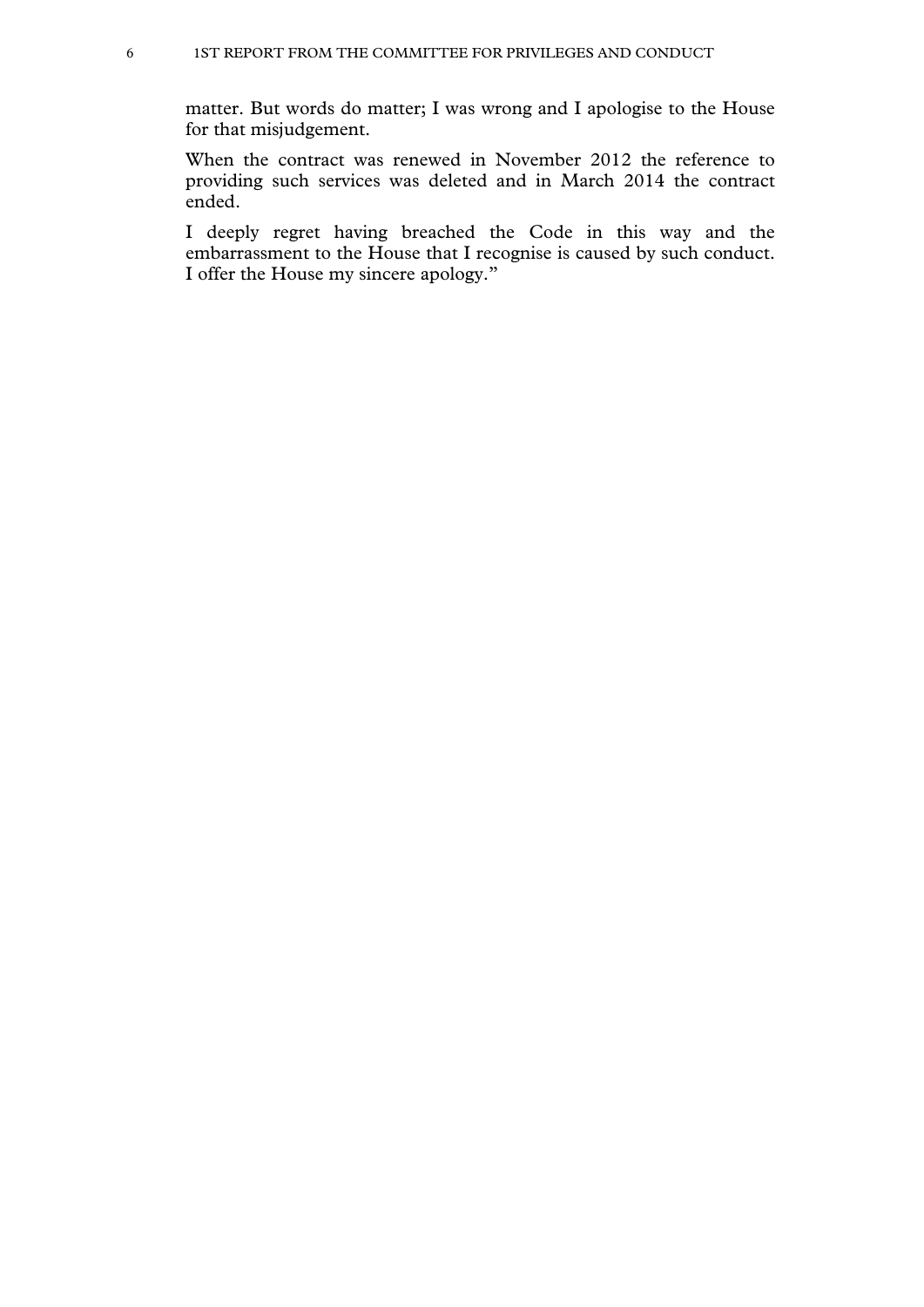matter. But words do matter; I was wrong and I apologise to the House for that misjudgement.

When the contract was renewed in November 2012 the reference to providing such services was deleted and in March 2014 the contract ended.

I deeply regret having breached the Code in this way and the embarrassment to the House that I recognise is caused by such conduct. I offer the House my sincere apology."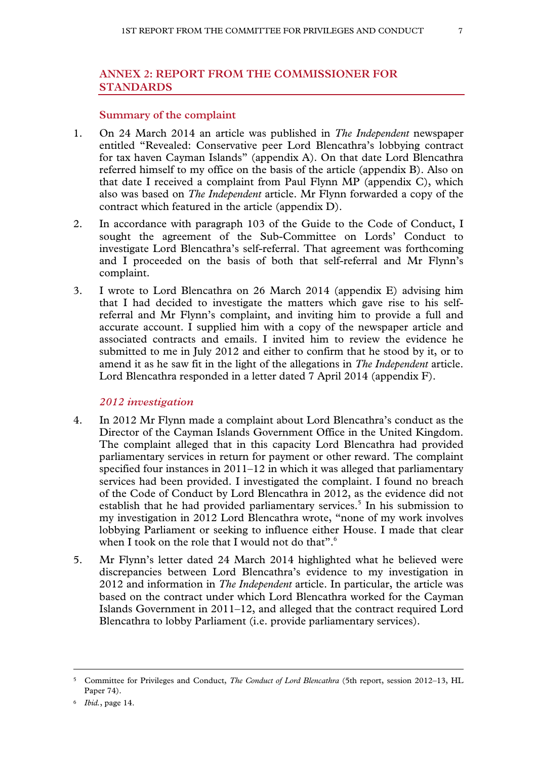## ANNEX 2: REPORT FROM THE COMMISSIONER FOR STANDARDS

### Summary of the complaint

1. On 24 March 2014 an article was published in *The Independent* newspaper entitled "Revealed: Conservative peer Lord Blencathra's lobbying contract for tax haven Cayman Islands" (appendix A). On that date Lord Blencathra referred himself to my office on the basis of the article (appendix B). Also on that date I received a complaint from Paul Flynn MP (appendix C), which also was based on *The Independent* article. Mr Flynn forwarded a copy of the contract which featured in the article (appendix D).

2. In accordance with paragraph 103 of the Guide to the Code of Conduct, I sought the agreement of the Sub-Committee on Lords' Conduct to investigate Lord Blencathra's self-referral. That agreement was forthcoming and I proceeded on the basis of both that self-referral and Mr Flynn's complaint.

3. I wrote to Lord Blencathra on 26 March 2014 (appendix E) advising him that I had decided to investigate the matters which gave rise to his self-referral and Mr Flynn's complaint, and inviting him to provide a full and accurate account. I supplied him with a copy of the newspaper article and associated contracts and emails. I invited him to review the evidence he submitted to me in July 2012 and either to confirm that he stood by it, or to amend it as he saw fit in the light of the allegations in *The Independent* article. Lord Blencathra responded in a letter dated 7 April 2014 (appendix F).

#### *2012 investigation*

4. In 2012 Mr Flynn made a complaint about Lord Blencathra's conduct as the Director of the Cayman Islands Government Office in the United Kingdom. The complaint alleged that in this capacity Lord Blencathra had provided parliamentary services in return for payment or other reward. The complaint specified four instances in 2011–12 in which it was alleged that parliamentary services had been provided. I investigated the complaint. I found no breach of the Code of Conduct by Lord Blencathra in 2012, as the evidence did not establish that he had provided parliamentary services.[5] In his submission to my investigation in 2012 Lord Blencathra wrote, "none of my work involves lobbying Parliament or seeking to influence either House. I made that clear when I took on the role that I would not do that".[6]

5. Mr Flynn's letter dated 24 March 2014 highlighted what he believed were discrepancies between Lord Blencathra's evidence to my investigation in 2012 and information in *The Independent* article. In particular, the article was based on the contract under which Lord Blencathra worked for the Cayman Islands Government in 2011–12, and alleged that the contract required Lord Blencathra to lobby Parliament (i.e. provide parliamentary services).

---

[5] Committee for Privileges and Conduct, *The Conduct of Lord Blencathra* (5th report, session 2012–13, HL Paper 74).

[6] *Ibid.*, page 14.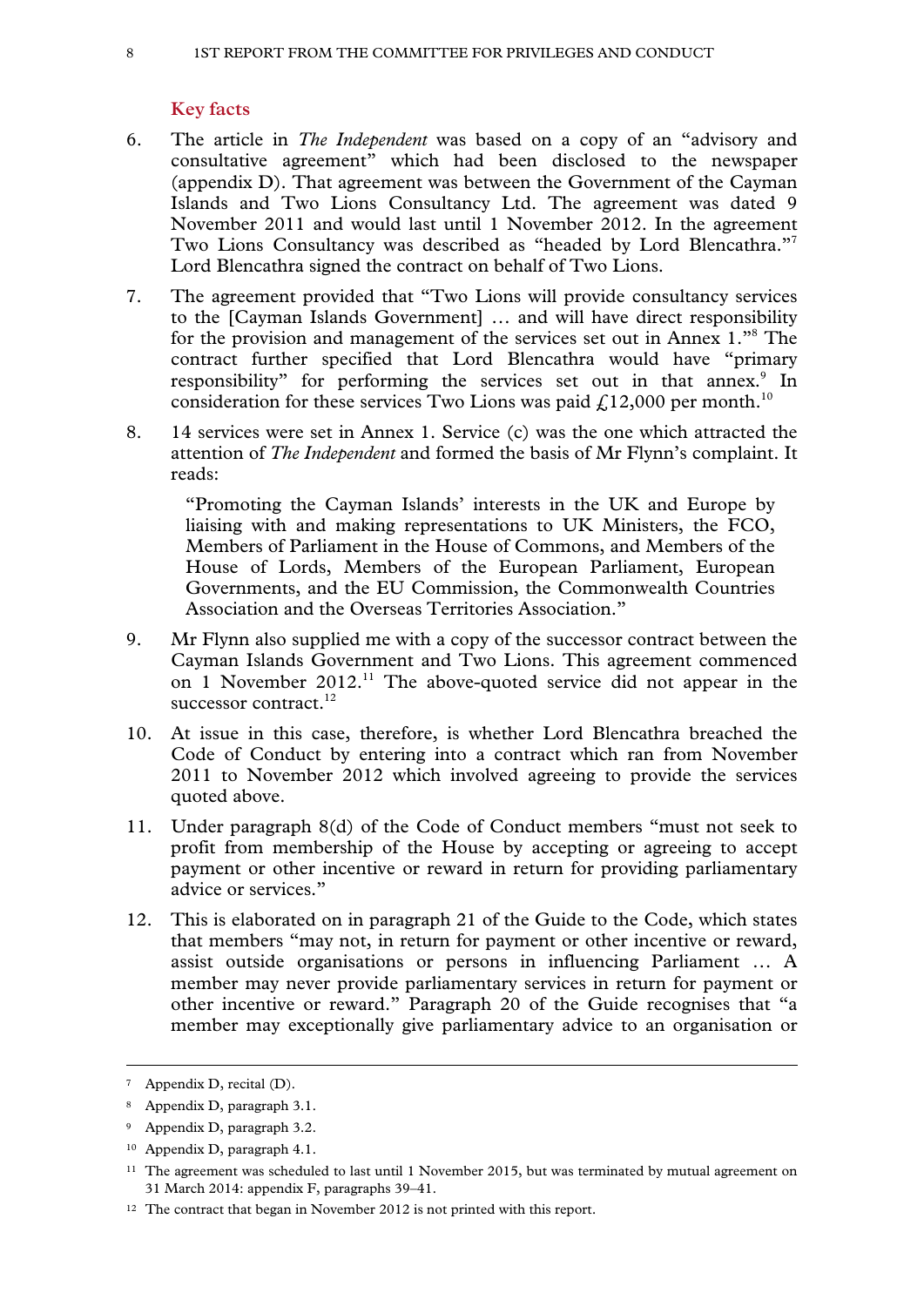### Key facts

6. The article in *The Independent* was based on a copy of an "advisory and consultative agreement" which had been disclosed to the newspaper (appendix D). That agreement was between the Government of the Cayman Islands and Two Lions Consultancy Ltd. The agreement was dated 9 November 2011 and would last until 1 November 2012. In the agreement Two Lions Consultancy was described as "headed by Lord Blencathra."[7] Lord Blencathra signed the contract on behalf of Two Lions.

7. The agreement provided that "Two Lions will provide consultancy services to the [Cayman Islands Government] … and will have direct responsibility for the provision and management of the services set out in Annex 1."[8] The contract further specified that Lord Blencathra would have "primary responsibility" for performing the services set out in that annex.[9] In consideration for these services Two Lions was paid £12,000 per month.[10]

8. 14 services were set in Annex 1. Service (c) was the one which attracted the attention of *The Independent* and formed the basis of Mr Flynn's complaint. It reads:

> "Promoting the Cayman Islands' interests in the UK and Europe by liaising with and making representations to UK Ministers, the FCO, Members of Parliament in the House of Commons, and Members of the House of Lords, Members of the European Parliament, European Governments, and the EU Commission, the Commonwealth Countries Association and the Overseas Territories Association."

9. Mr Flynn also supplied me with a copy of the successor contract between the Cayman Islands Government and Two Lions. This agreement commenced on 1 November 2012.[11] The above-quoted service did not appear in the successor contract.[12]

10. At issue in this case, therefore, is whether Lord Blencathra breached the Code of Conduct by entering into a contract which ran from November 2011 to November 2012 which involved agreeing to provide the services quoted above.

11. Under paragraph 8(d) of the Code of Conduct members "must not seek to profit from membership of the House by accepting or agreeing to accept payment or other incentive or reward in return for providing parliamentary advice or services."

12. This is elaborated on in paragraph 21 of the Guide to the Code, which states that members "may not, in return for payment or other incentive or reward, assist outside organisations or persons in influencing Parliament … A member may never provide parliamentary services in return for payment or other incentive or reward." Paragraph 20 of the Guide recognises that "a member may exceptionally give parliamentary advice to an organisation or

---

[7] Appendix D, recital (D).

[8] Appendix D, paragraph 3.1.

[9] Appendix D, paragraph 3.2.

[10] Appendix D, paragraph 4.1.

[11] The agreement was scheduled to last until 1 November 2015, but was terminated by mutual agreement on 31 March 2014: appendix F, paragraphs 39–41.

[12] The contract that began in November 2012 is not printed with this report.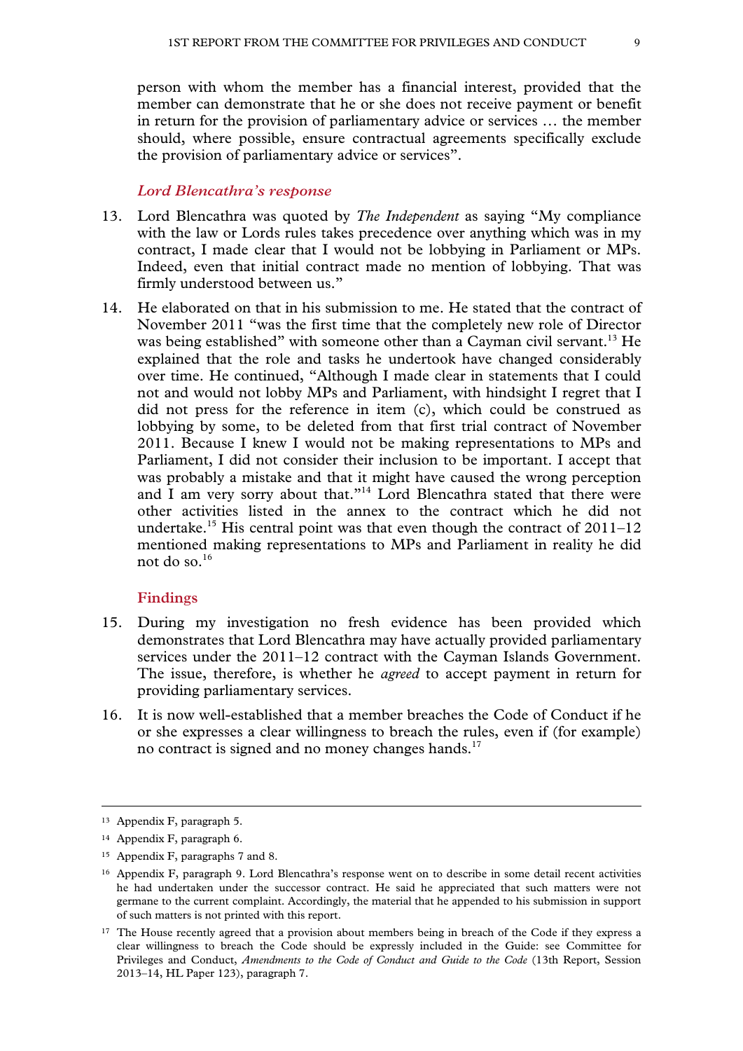person with whom the member has a financial interest, provided that the member can demonstrate that he or she does not receive payment or benefit in return for the provision of parliamentary advice or services … the member should, where possible, ensure contractual agreements specifically exclude the provision of parliamentary advice or services".

### *Lord Blencathra's response*

13. Lord Blencathra was quoted by *The Independent* as saying "My compliance with the law or Lords rules takes precedence over anything which was in my contract, I made clear that I would not be lobbying in Parliament or MPs. Indeed, even that initial contract made no mention of lobbying. That was firmly understood between us."

14. He elaborated on that in his submission to me. He stated that the contract of November 2011 "was the first time that the completely new role of Director was being established" with someone other than a Cayman civil servant.[13] He explained that the role and tasks he undertook have changed considerably over time. He continued, "Although I made clear in statements that I could not and would not lobby MPs and Parliament, with hindsight I regret that I did not press for the reference in item (c), which could be construed as lobbying by some, to be deleted from that first trial contract of November 2011. Because I knew I would not be making representations to MPs and Parliament, I did not consider their inclusion to be important. I accept that was probably a mistake and that it might have caused the wrong perception and I am very sorry about that."[14] Lord Blencathra stated that there were other activities listed in the annex to the contract which he did not undertake.[15] His central point was that even though the contract of 2011–12 mentioned making representations to MPs and Parliament in reality he did not do so.[16]

### Findings

15. During my investigation no fresh evidence has been provided which demonstrates that Lord Blencathra may have actually provided parliamentary services under the 2011–12 contract with the Cayman Islands Government. The issue, therefore, is whether he *agreed* to accept payment in return for providing parliamentary services.

16. It is now well-established that a member breaches the Code of Conduct if he or she expresses a clear willingness to breach the rules, even if (for example) no contract is signed and no money changes hands.[17]

---

13 Appendix F, paragraph 5.

14 Appendix F, paragraph 6.

15 Appendix F, paragraphs 7 and 8.

16 Appendix F, paragraph 9. Lord Blencathra's response went on to describe in some detail recent activities he had undertaken under the successor contract. He said he appreciated that such matters were not germane to the current complaint. Accordingly, the material that he appended to his submission in support of such matters is not printed with this report.

17 The House recently agreed that a provision about members being in breach of the Code if they express a clear willingness to breach the Code should be expressly included in the Guide: see Committee for Privileges and Conduct, *Amendments to the Code of Conduct and Guide to the Code* (13th Report, Session 2013–14, HL Paper 123), paragraph 7.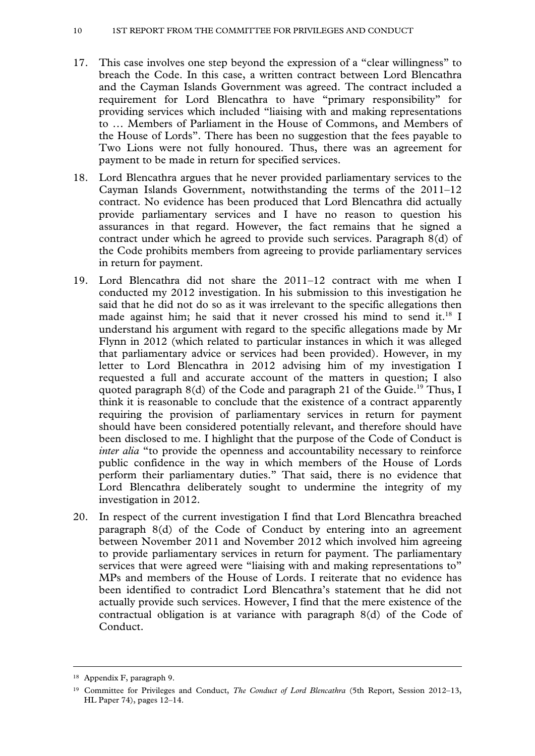17. This case involves one step beyond the expression of a "clear willingness" to breach the Code. In this case, a written contract between Lord Blencathra and the Cayman Islands Government was agreed. The contract included a requirement for Lord Blencathra to have "primary responsibility" for providing services which included "liaising with and making representations to … Members of Parliament in the House of Commons, and Members of the House of Lords". There has been no suggestion that the fees payable to Two Lions were not fully honoured. Thus, there was an agreement for payment to be made in return for specified services.

18. Lord Blencathra argues that he never provided parliamentary services to the Cayman Islands Government, notwithstanding the terms of the 2011–12 contract. No evidence has been produced that Lord Blencathra did actually provide parliamentary services and I have no reason to question his assurances in that regard. However, the fact remains that he signed a contract under which he agreed to provide such services. Paragraph 8(d) of the Code prohibits members from agreeing to provide parliamentary services in return for payment.

19. Lord Blencathra did not share the 2011–12 contract with me when I conducted my 2012 investigation. In his submission to this investigation he said that he did not do so as it was irrelevant to the specific allegations then made against him; he said that it never crossed his mind to send it.[18] I understand his argument with regard to the specific allegations made by Mr Flynn in 2012 (which related to particular instances in which it was alleged that parliamentary advice or services had been provided). However, in my letter to Lord Blencathra in 2012 advising him of my investigation I requested a full and accurate account of the matters in question; I also quoted paragraph 8(d) of the Code and paragraph 21 of the Guide.[19] Thus, I think it is reasonable to conclude that the existence of a contract apparently requiring the provision of parliamentary services in return for payment should have been considered potentially relevant, and therefore should have been disclosed to me. I highlight that the purpose of the Code of Conduct is *inter alia* "to provide the openness and accountability necessary to reinforce public confidence in the way in which members of the House of Lords perform their parliamentary duties." That said, there is no evidence that Lord Blencathra deliberately sought to undermine the integrity of my investigation in 2012.

20. In respect of the current investigation I find that Lord Blencathra breached paragraph 8(d) of the Code of Conduct by entering into an agreement between November 2011 and November 2012 which involved him agreeing to provide parliamentary services in return for payment. The parliamentary services that were agreed were "liaising with and making representations to" MPs and members of the House of Lords. I reiterate that no evidence has been identified to contradict Lord Blencathra's statement that he did not actually provide such services. However, I find that the mere existence of the contractual obligation is at variance with paragraph 8(d) of the Code of Conduct.

---

[18] Appendix F, paragraph 9.

[19] Committee for Privileges and Conduct, *The Conduct of Lord Blencathra* (5th Report, Session 2012–13, HL Paper 74), pages 12–14.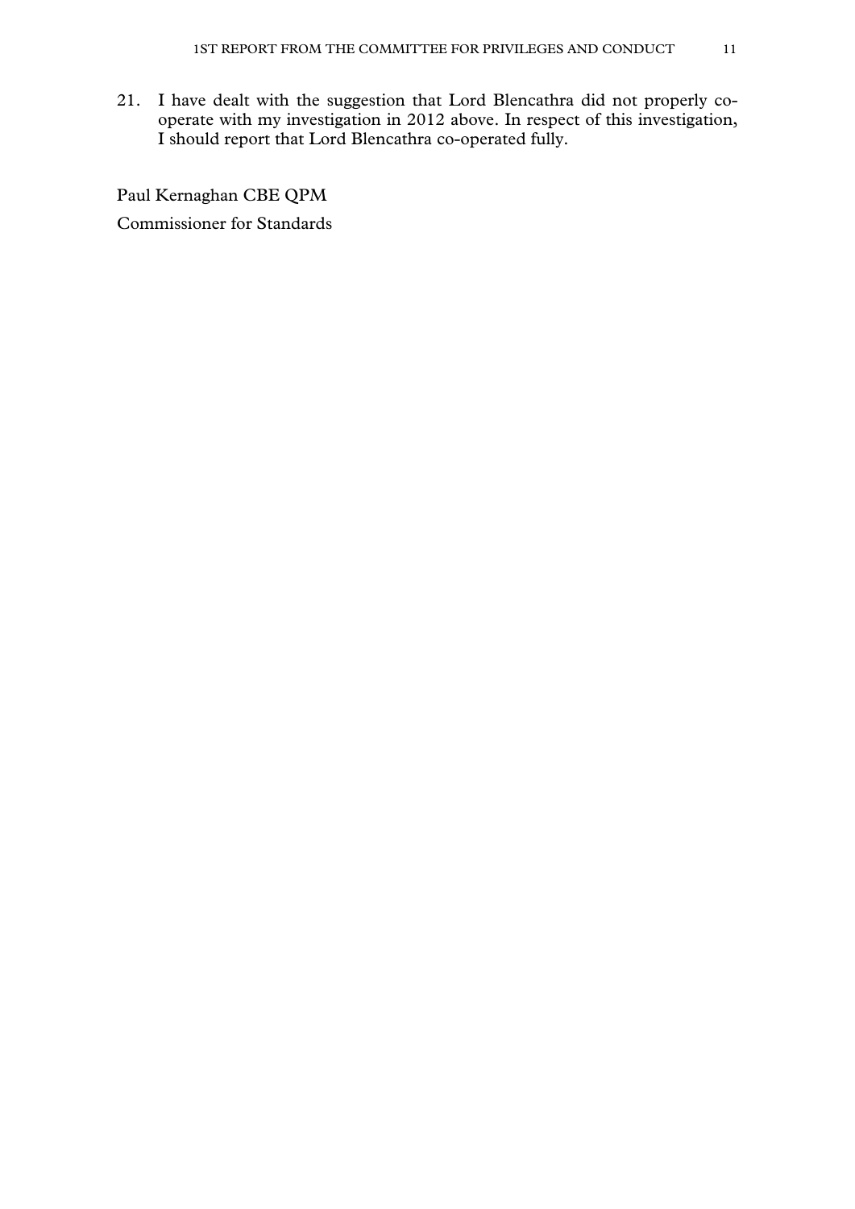21. I have dealt with the suggestion that Lord Blencathra did not properly co-operate with my investigation in 2012 above. In respect of this investigation, I should report that Lord Blencathra co-operated fully.

Paul Kernaghan CBE QPM

Commissioner for Standards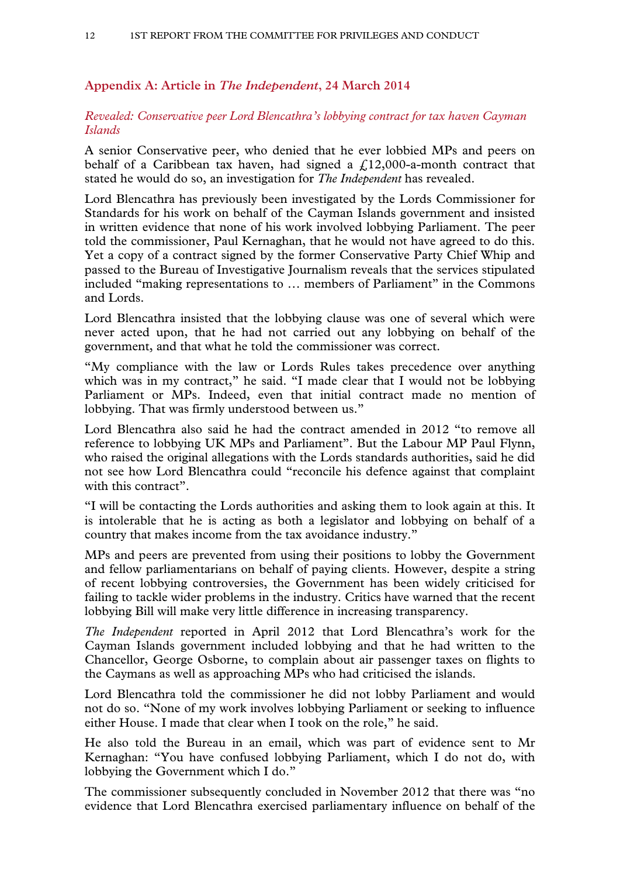## Appendix A: Article in *The Independent*, 24 March 2014

*Revealed: Conservative peer Lord Blencathra's lobbying contract for tax haven Cayman Islands*

A senior Conservative peer, who denied that he ever lobbied MPs and peers on behalf of a Caribbean tax haven, had signed a £12,000-a-month contract that stated he would do so, an investigation for *The Independent* has revealed.

Lord Blencathra has previously been investigated by the Lords Commissioner for Standards for his work on behalf of the Cayman Islands government and insisted in written evidence that none of his work involved lobbying Parliament. The peer told the commissioner, Paul Kernaghan, that he would not have agreed to do this. Yet a copy of a contract signed by the former Conservative Party Chief Whip and passed to the Bureau of Investigative Journalism reveals that the services stipulated included "making representations to … members of Parliament" in the Commons and Lords.

Lord Blencathra insisted that the lobbying clause was one of several which were never acted upon, that he had not carried out any lobbying on behalf of the government, and that what he told the commissioner was correct.

"My compliance with the law or Lords Rules takes precedence over anything which was in my contract," he said. "I made clear that I would not be lobbying Parliament or MPs. Indeed, even that initial contract made no mention of lobbying. That was firmly understood between us."

Lord Blencathra also said he had the contract amended in 2012 "to remove all reference to lobbying UK MPs and Parliament". But the Labour MP Paul Flynn, who raised the original allegations with the Lords standards authorities, said he did not see how Lord Blencathra could "reconcile his defence against that complaint with this contract".

"I will be contacting the Lords authorities and asking them to look again at this. It is intolerable that he is acting as both a legislator and lobbying on behalf of a country that makes income from the tax avoidance industry."

MPs and peers are prevented from using their positions to lobby the Government and fellow parliamentarians on behalf of paying clients. However, despite a string of recent lobbying controversies, the Government has been widely criticised for failing to tackle wider problems in the industry. Critics have warned that the recent lobbying Bill will make very little difference in increasing transparency.

*The Independent* reported in April 2012 that Lord Blencathra's work for the Cayman Islands government included lobbying and that he had written to the Chancellor, George Osborne, to complain about air passenger taxes on flights to the Caymans as well as approaching MPs who had criticised the islands.

Lord Blencathra told the commissioner he did not lobby Parliament and would not do so. "None of my work involves lobbying Parliament or seeking to influence either House. I made that clear when I took on the role," he said.

He also told the Bureau in an email, which was part of evidence sent to Mr Kernaghan: "You have confused lobbying Parliament, which I do not do, with lobbying the Government which I do."

The commissioner subsequently concluded in November 2012 that there was "no evidence that Lord Blencathra exercised parliamentary influence on behalf of the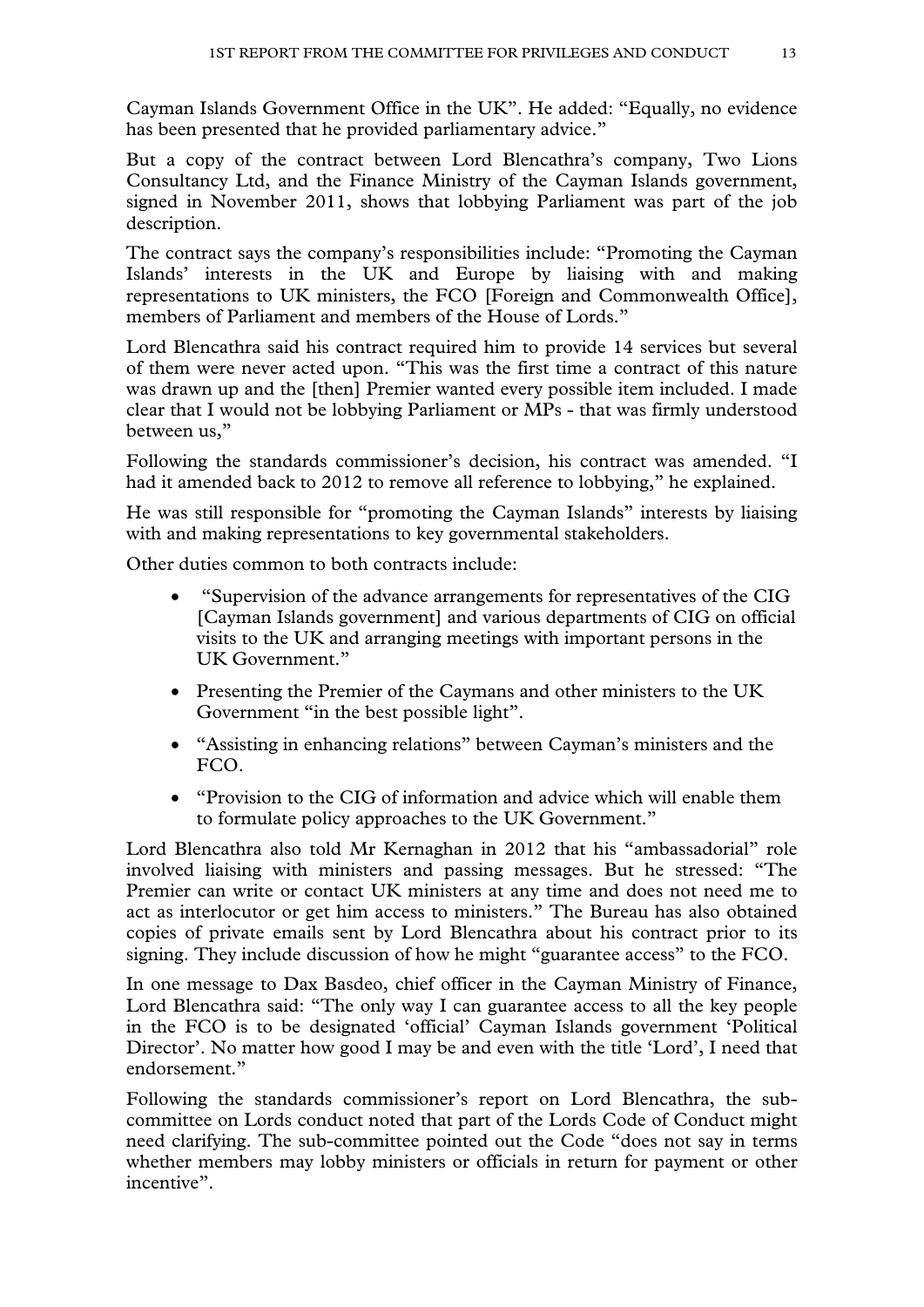Cayman Islands Government Office in the UK". He added: "Equally, no evidence has been presented that he provided parliamentary advice."

But a copy of the contract between Lord Blencathra's company, Two Lions Consultancy Ltd, and the Finance Ministry of the Cayman Islands government, signed in November 2011, shows that lobbying Parliament was part of the job description.

The contract says the company's responsibilities include: "Promoting the Cayman Islands' interests in the UK and Europe by liaising with and making representations to UK ministers, the FCO [Foreign and Commonwealth Office], members of Parliament and members of the House of Lords."

Lord Blencathra said his contract required him to provide 14 services but several of them were never acted upon. "This was the first time a contract of this nature was drawn up and the [then] Premier wanted every possible item included. I made clear that I would not be lobbying Parliament or MPs - that was firmly understood between us,"

Following the standards commissioner's decision, his contract was amended. "I had it amended back to 2012 to remove all reference to lobbying," he explained.

He was still responsible for "promoting the Cayman Islands" interests by liaising with and making representations to key governmental stakeholders.

Other duties common to both contracts include:

- "Supervision of the advance arrangements for representatives of the CIG [Cayman Islands government] and various departments of CIG on official visits to the UK and arranging meetings with important persons in the UK Government."
- Presenting the Premier of the Caymans and other ministers to the UK Government "in the best possible light".
- "Assisting in enhancing relations" between Cayman's ministers and the FCO.
- "Provision to the CIG of information and advice which will enable them to formulate policy approaches to the UK Government."

Lord Blencathra also told Mr Kernaghan in 2012 that his "ambassadorial" role involved liaising with ministers and passing messages. But he stressed: "The Premier can write or contact UK ministers at any time and does not need me to act as interlocutor or get him access to ministers." The Bureau has also obtained copies of private emails sent by Lord Blencathra about his contract prior to its signing. They include discussion of how he might "guarantee access" to the FCO.

In one message to Dax Basdeo, chief officer in the Cayman Ministry of Finance, Lord Blencathra said: "The only way I can guarantee access to all the key people in the FCO is to be designated 'official' Cayman Islands government 'Political Director'. No matter how good I may be and even with the title 'Lord', I need that endorsement."

Following the standards commissioner's report on Lord Blencathra, the sub-committee on Lords conduct noted that part of the Lords Code of Conduct might need clarifying. The sub-committee pointed out the Code "does not say in terms whether members may lobby ministers or officials in return for payment or other incentive".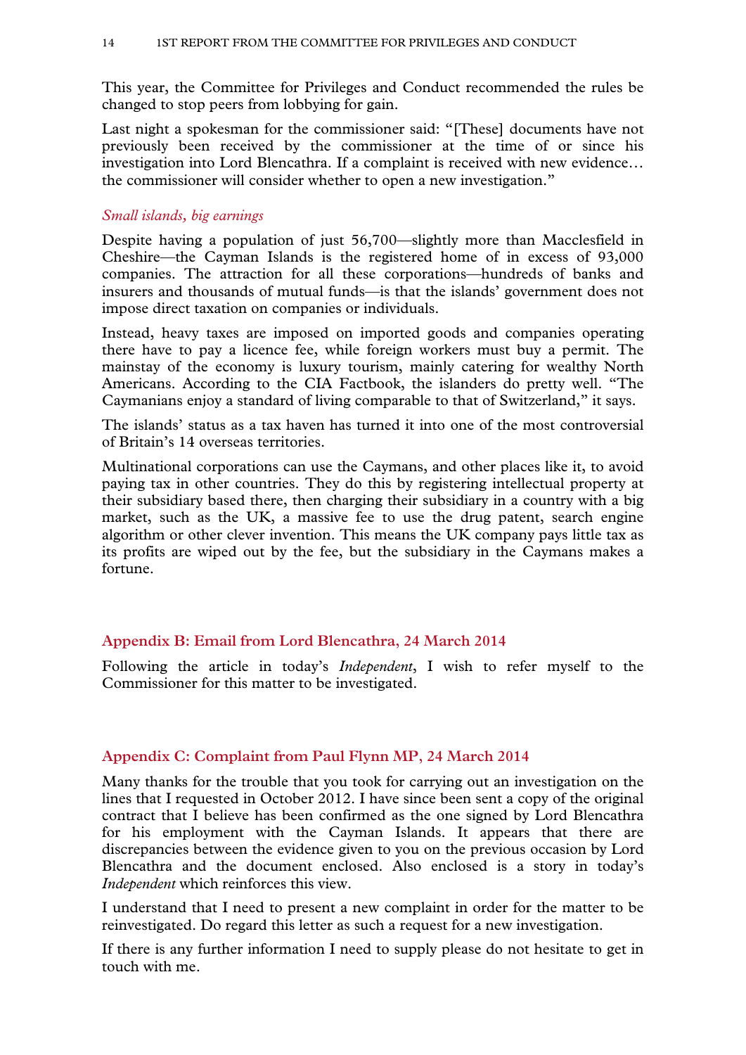This year, the Committee for Privileges and Conduct recommended the rules be changed to stop peers from lobbying for gain.

Last night a spokesman for the commissioner said: "[These] documents have not previously been received by the commissioner at the time of or since his investigation into Lord Blencathra. If a complaint is received with new evidence… the commissioner will consider whether to open a new investigation."

*Small islands, big earnings*

Despite having a population of just 56,700—slightly more than Macclesfield in Cheshire—the Cayman Islands is the registered home of in excess of 93,000 companies. The attraction for all these corporations—hundreds of banks and insurers and thousands of mutual funds—is that the islands' government does not impose direct taxation on companies or individuals.

Instead, heavy taxes are imposed on imported goods and companies operating there have to pay a licence fee, while foreign workers must buy a permit. The mainstay of the economy is luxury tourism, mainly catering for wealthy North Americans. According to the CIA Factbook, the islanders do pretty well. "The Caymanians enjoy a standard of living comparable to that of Switzerland," it says.

The islands' status as a tax haven has turned it into one of the most controversial of Britain's 14 overseas territories.

Multinational corporations can use the Caymans, and other places like it, to avoid paying tax in other countries. They do this by registering intellectual property at their subsidiary based there, then charging their subsidiary in a country with a big market, such as the UK, a massive fee to use the drug patent, search engine algorithm or other clever invention. This means the UK company pays little tax as its profits are wiped out by the fee, but the subsidiary in the Caymans makes a fortune.

## Appendix B: Email from Lord Blencathra, 24 March 2014

Following the article in today's *Independent*, I wish to refer myself to the Commissioner for this matter to be investigated.

## Appendix C: Complaint from Paul Flynn MP, 24 March 2014

Many thanks for the trouble that you took for carrying out an investigation on the lines that I requested in October 2012. I have since been sent a copy of the original contract that I believe has been confirmed as the one signed by Lord Blencathra for his employment with the Cayman Islands. It appears that there are discrepancies between the evidence given to you on the previous occasion by Lord Blencathra and the document enclosed. Also enclosed is a story in today's *Independent* which reinforces this view.

I understand that I need to present a new complaint in order for the matter to be reinvestigated. Do regard this letter as such a request for a new investigation.

If there is any further information I need to supply please do not hesitate to get in touch with me.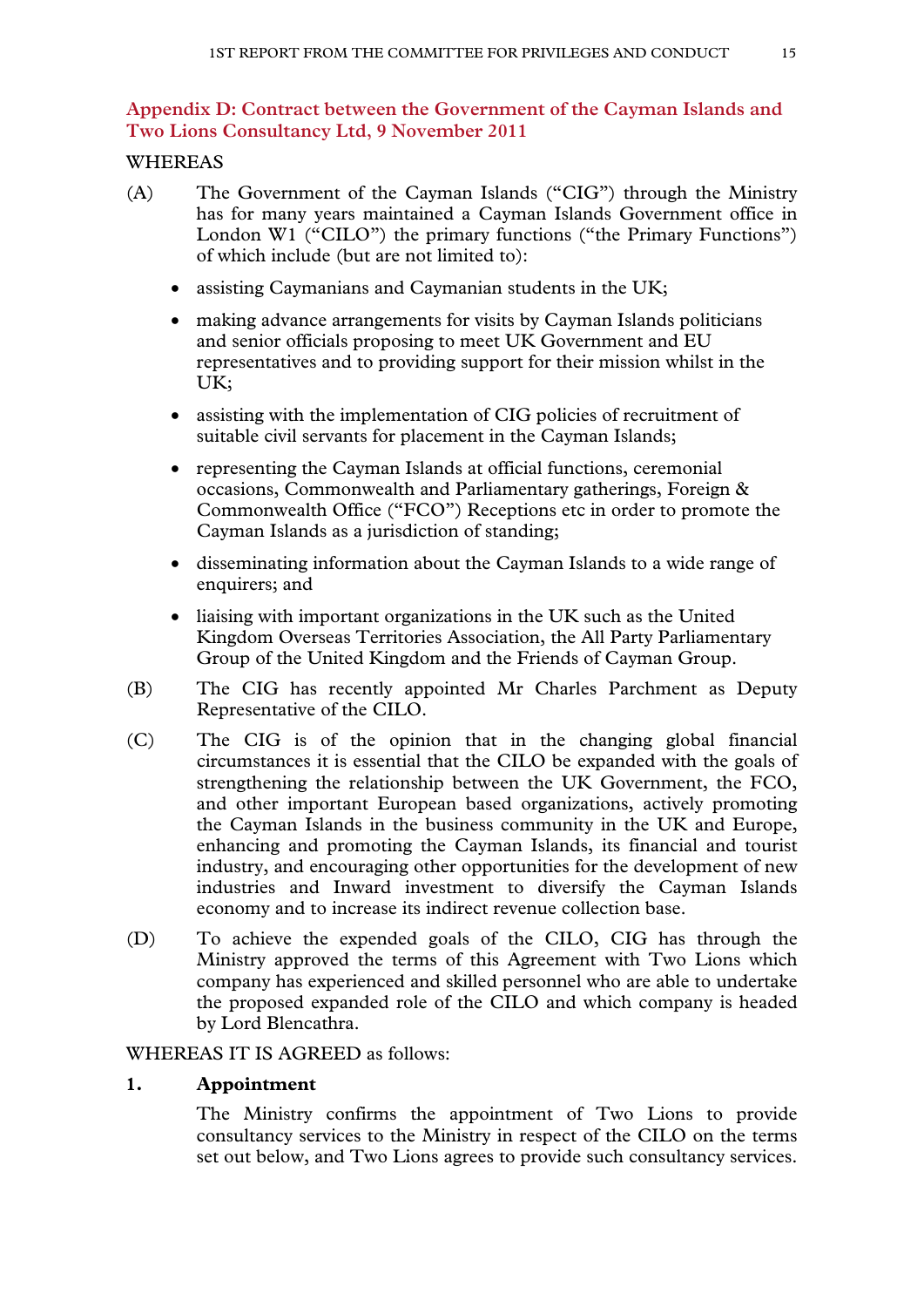## Appendix D: Contract between the Government of the Cayman Islands and Two Lions Consultancy Ltd, 9 November 2011

WHEREAS

(A) The Government of the Cayman Islands ("CIG") through the Ministry has for many years maintained a Cayman Islands Government office in London W1 ("CILO") the primary functions ("the Primary Functions") of which include (but are not limited to):

- assisting Caymanians and Caymanian students in the UK;
- making advance arrangements for visits by Cayman Islands politicians and senior officials proposing to meet UK Government and EU representatives and to providing support for their mission whilst in the UK;
- assisting with the implementation of CIG policies of recruitment of suitable civil servants for placement in the Cayman Islands;
- representing the Cayman Islands at official functions, ceremonial occasions, Commonwealth and Parliamentary gatherings, Foreign & Commonwealth Office ("FCO") Receptions etc in order to promote the Cayman Islands as a jurisdiction of standing;
- disseminating information about the Cayman Islands to a wide range of enquirers; and
- liaising with important organizations in the UK such as the United Kingdom Overseas Territories Association, the All Party Parliamentary Group of the United Kingdom and the Friends of Cayman Group.

(B) The CIG has recently appointed Mr Charles Parchment as Deputy Representative of the CILO.

(C) The CIG is of the opinion that in the changing global financial circumstances it is essential that the CILO be expanded with the goals of strengthening the relationship between the UK Government, the FCO, and other important European based organizations, actively promoting the Cayman Islands in the business community in the UK and Europe, enhancing and promoting the Cayman Islands, its financial and tourist industry, and encouraging other opportunities for the development of new industries and Inward investment to diversify the Cayman Islands economy and to increase its indirect revenue collection base.

(D) To achieve the expended goals of the CILO, CIG has through the Ministry approved the terms of this Agreement with Two Lions which company has experienced and skilled personnel who are able to undertake the proposed expanded role of the CILO and which company is headed by Lord Blencathra.

WHEREAS IT IS AGREED as follows:

**1. Appointment**

The Ministry confirms the appointment of Two Lions to provide consultancy services to the Ministry in respect of the CILO on the terms set out below, and Two Lions agrees to provide such consultancy services.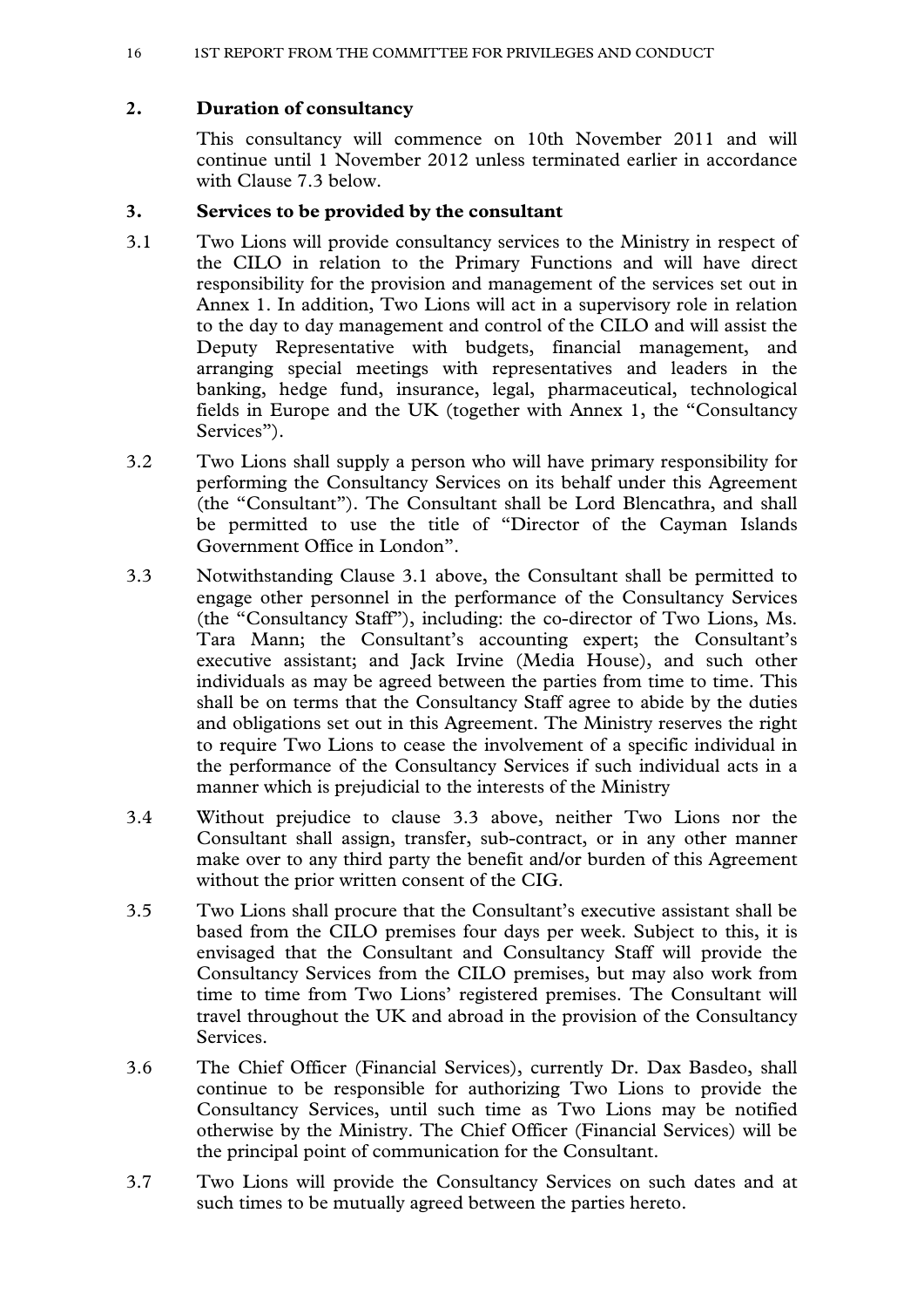## 2. Duration of consultancy

This consultancy will commence on 10th November 2011 and will continue until 1 November 2012 unless terminated earlier in accordance with Clause 7.3 below.

## 3. Services to be provided by the consultant

3.1 Two Lions will provide consultancy services to the Ministry in respect of the CILO in relation to the Primary Functions and will have direct responsibility for the provision and management of the services set out in Annex 1. In addition, Two Lions will act in a supervisory role in relation to the day to day management and control of the CILO and will assist the Deputy Representative with budgets, financial management, and arranging special meetings with representatives and leaders in the banking, hedge fund, insurance, legal, pharmaceutical, technological fields in Europe and the UK (together with Annex 1, the "Consultancy Services").

3.2 Two Lions shall supply a person who will have primary responsibility for performing the Consultancy Services on its behalf under this Agreement (the "Consultant"). The Consultant shall be Lord Blencathra, and shall be permitted to use the title of "Director of the Cayman Islands Government Office in London".

3.3 Notwithstanding Clause 3.1 above, the Consultant shall be permitted to engage other personnel in the performance of the Consultancy Services (the "Consultancy Staff"), including: the co-director of Two Lions, Ms. Tara Mann; the Consultant's accounting expert; the Consultant's executive assistant; and Jack Irvine (Media House), and such other individuals as may be agreed between the parties from time to time. This shall be on terms that the Consultancy Staff agree to abide by the duties and obligations set out in this Agreement. The Ministry reserves the right to require Two Lions to cease the involvement of a specific individual in the performance of the Consultancy Services if such individual acts in a manner which is prejudicial to the interests of the Ministry

3.4 Without prejudice to clause 3.3 above, neither Two Lions nor the Consultant shall assign, transfer, sub-contract, or in any other manner make over to any third party the benefit and/or burden of this Agreement without the prior written consent of the CIG.

3.5 Two Lions shall procure that the Consultant's executive assistant shall be based from the CILO premises four days per week. Subject to this, it is envisaged that the Consultant and Consultancy Staff will provide the Consultancy Services from the CILO premises, but may also work from time to time from Two Lions' registered premises. The Consultant will travel throughout the UK and abroad in the provision of the Consultancy Services.

3.6 The Chief Officer (Financial Services), currently Dr. Dax Basdeo, shall continue to be responsible for authorizing Two Lions to provide the Consultancy Services, until such time as Two Lions may be notified otherwise by the Ministry. The Chief Officer (Financial Services) will be the principal point of communication for the Consultant.

3.7 Two Lions will provide the Consultancy Services on such dates and at such times to be mutually agreed between the parties hereto.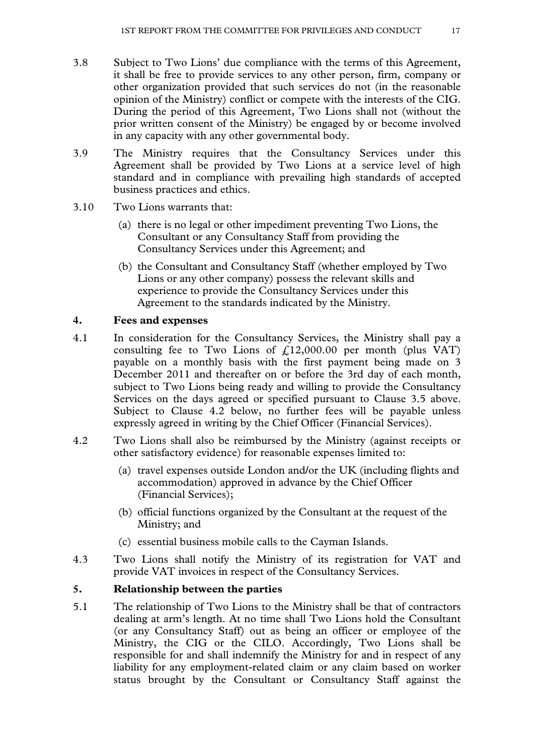3.8 Subject to Two Lions' due compliance with the terms of this Agreement, it shall be free to provide services to any other person, firm, company or other organization provided that such services do not (in the reasonable opinion of the Ministry) conflict or compete with the interests of the CIG. During the period of this Agreement, Two Lions shall not (without the prior written consent of the Ministry) be engaged by or become involved in any capacity with any other governmental body.

3.9 The Ministry requires that the Consultancy Services under this Agreement shall be provided by Two Lions at a service level of high standard and in compliance with prevailing high standards of accepted business practices and ethics.

3.10 Two Lions warrants that:

(a) there is no legal or other impediment preventing Two Lions, the Consultant or any Consultancy Staff from providing the Consultancy Services under this Agreement; and

(b) the Consultant and Consultancy Staff (whether employed by Two Lions or any other company) possess the relevant skills and experience to provide the Consultancy Services under this Agreement to the standards indicated by the Ministry.

**4. Fees and expenses**

4.1 In consideration for the Consultancy Services, the Ministry shall pay a consulting fee to Two Lions of £12,000.00 per month (plus VAT) payable on a monthly basis with the first payment being made on 3 December 2011 and thereafter on or before the 3rd day of each month, subject to Two Lions being ready and willing to provide the Consultancy Services on the days agreed or specified pursuant to Clause 3.5 above. Subject to Clause 4.2 below, no further fees will be payable unless expressly agreed in writing by the Chief Officer (Financial Services).

4.2 Two Lions shall also be reimbursed by the Ministry (against receipts or other satisfactory evidence) for reasonable expenses limited to:

(a) travel expenses outside London and/or the UK (including flights and accommodation) approved in advance by the Chief Officer (Financial Services);

(b) official functions organized by the Consultant at the request of the Ministry; and

(c) essential business mobile calls to the Cayman Islands.

4.3 Two Lions shall notify the Ministry of its registration for VAT and provide VAT invoices in respect of the Consultancy Services.

**5. Relationship between the parties**

5.1 The relationship of Two Lions to the Ministry shall be that of contractors dealing at arm's length. At no time shall Two Lions hold the Consultant (or any Consultancy Staff) out as being an officer or employee of the Ministry, the CIG or the CILO. Accordingly, Two Lions shall be responsible for and shall indemnify the Ministry for and in respect of any liability for any employment-related claim or any claim based on worker status brought by the Consultant or Consultancy Staff against the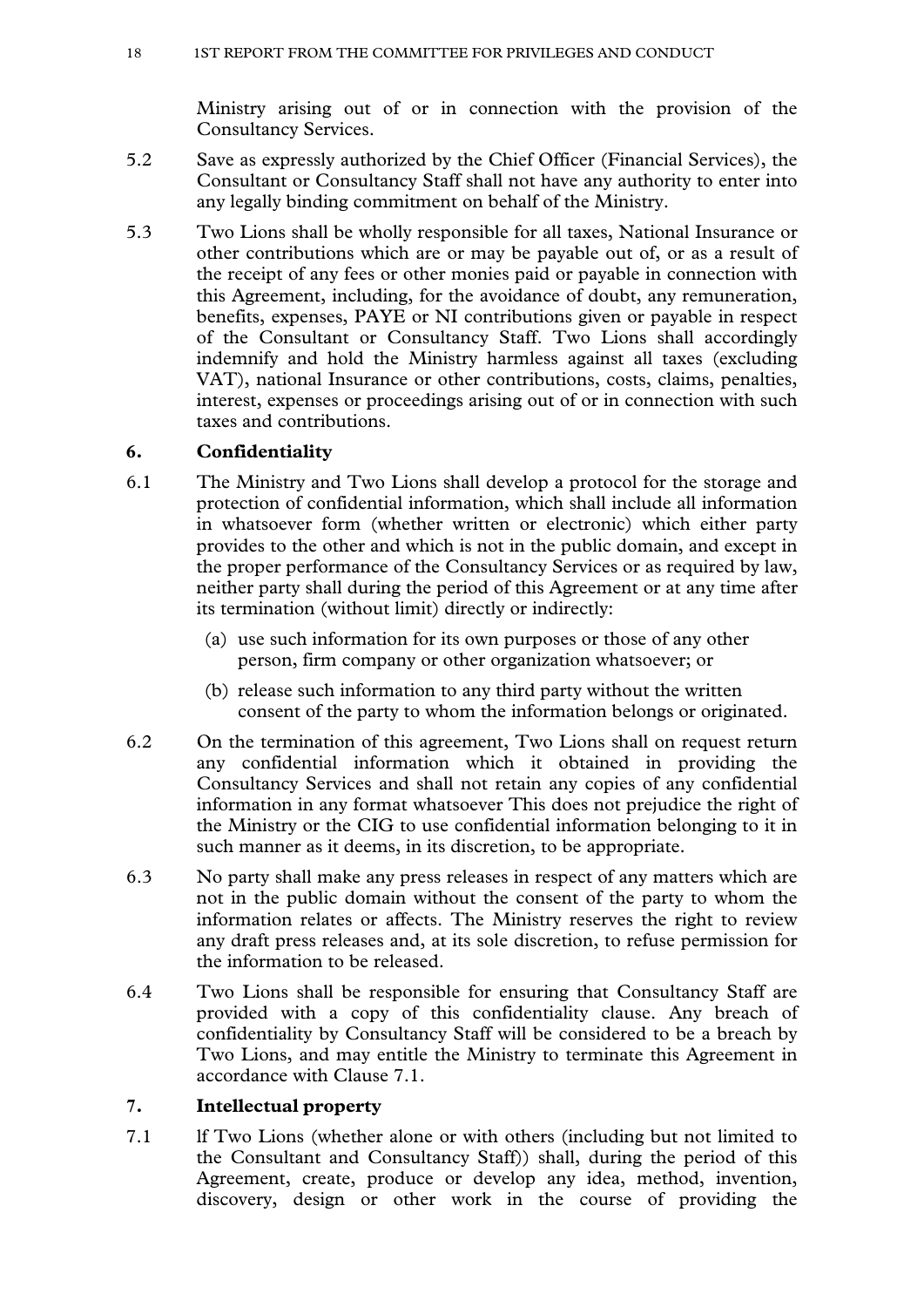Ministry arising out of or in connection with the provision of the Consultancy Services.

5.2 Save as expressly authorized by the Chief Officer (Financial Services), the Consultant or Consultancy Staff shall not have any authority to enter into any legally binding commitment on behalf of the Ministry.

5.3 Two Lions shall be wholly responsible for all taxes, National Insurance or other contributions which are or may be payable out of, or as a result of the receipt of any fees or other monies paid or payable in connection with this Agreement, including, for the avoidance of doubt, any remuneration, benefits, expenses, PAYE or NI contributions given or payable in respect of the Consultant or Consultancy Staff. Two Lions shall accordingly indemnify and hold the Ministry harmless against all taxes (excluding VAT), national Insurance or other contributions, costs, claims, penalties, interest, expenses or proceedings arising out of or in connection with such taxes and contributions.

### 6. Confidentiality

6.1 The Ministry and Two Lions shall develop a protocol for the storage and protection of confidential information, which shall include all information in whatsoever form (whether written or electronic) which either party provides to the other and which is not in the public domain, and except in the proper performance of the Consultancy Services or as required by law, neither party shall during the period of this Agreement or at any time after its termination (without limit) directly or indirectly:

(a) use such information for its own purposes or those of any other person, firm company or other organization whatsoever; or

(b) release such information to any third party without the written consent of the party to whom the information belongs or originated.

6.2 On the termination of this agreement, Two Lions shall on request return any confidential information which it obtained in providing the Consultancy Services and shall not retain any copies of any confidential information in any format whatsoever This does not prejudice the right of the Ministry or the CIG to use confidential information belonging to it in such manner as it deems, in its discretion, to be appropriate.

6.3 No party shall make any press releases in respect of any matters which are not in the public domain without the consent of the party to whom the information relates or affects. The Ministry reserves the right to review any draft press releases and, at its sole discretion, to refuse permission for the information to be released.

6.4 Two Lions shall be responsible for ensuring that Consultancy Staff are provided with a copy of this confidentiality clause. Any breach of confidentiality by Consultancy Staff will be considered to be a breach by Two Lions, and may entitle the Ministry to terminate this Agreement in accordance with Clause 7.1.

### 7. Intellectual property

7.1 lf Two Lions (whether alone or with others (including but not limited to the Consultant and Consultancy Staff)) shall, during the period of this Agreement, create, produce or develop any idea, method, invention, discovery, design or other work in the course of providing the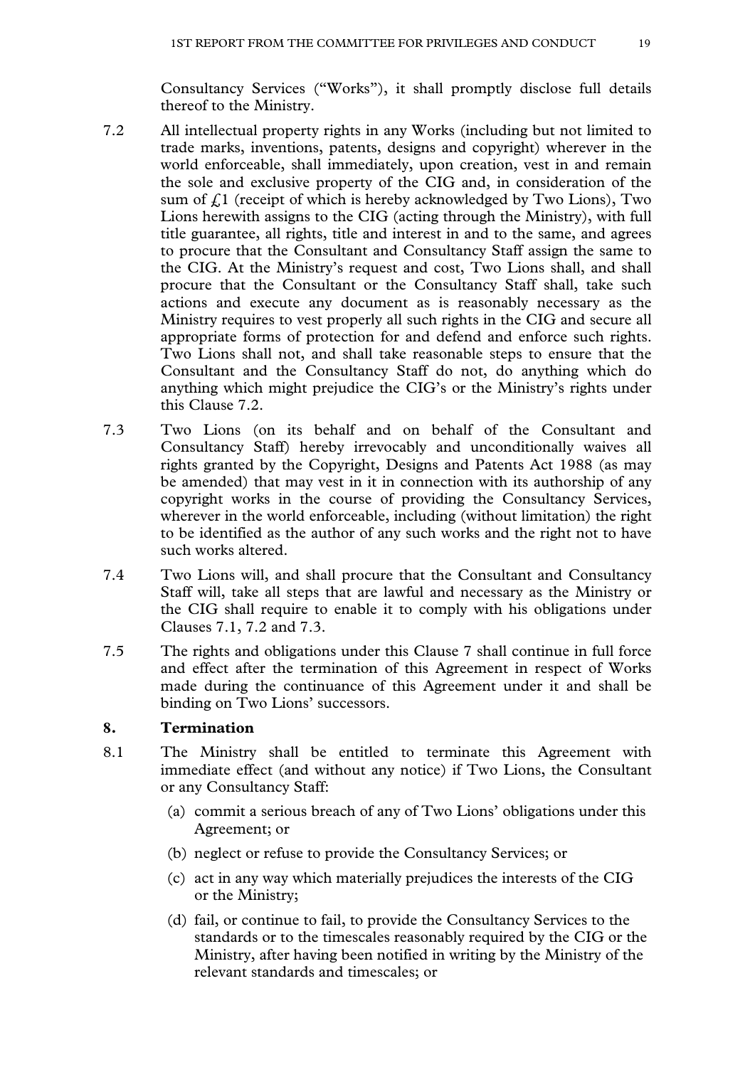Consultancy Services ("Works"), it shall promptly disclose full details thereof to the Ministry.

7.2 All intellectual property rights in any Works (including but not limited to trade marks, inventions, patents, designs and copyright) wherever in the world enforceable, shall immediately, upon creation, vest in and remain the sole and exclusive property of the CIG and, in consideration of the sum of £1 (receipt of which is hereby acknowledged by Two Lions), Two Lions herewith assigns to the CIG (acting through the Ministry), with full title guarantee, all rights, title and interest in and to the same, and agrees to procure that the Consultant and Consultancy Staff assign the same to the CIG. At the Ministry's request and cost, Two Lions shall, and shall procure that the Consultant or the Consultancy Staff shall, take such actions and execute any document as is reasonably necessary as the Ministry requires to vest properly all such rights in the CIG and secure all appropriate forms of protection for and defend and enforce such rights. Two Lions shall not, and shall take reasonable steps to ensure that the Consultant and the Consultancy Staff do not, do anything which do anything which might prejudice the CIG's or the Ministry's rights under this Clause 7.2.

7.3 Two Lions (on its behalf and on behalf of the Consultant and Consultancy Staff) hereby irrevocably and unconditionally waives all rights granted by the Copyright, Designs and Patents Act 1988 (as may be amended) that may vest in it in connection with its authorship of any copyright works in the course of providing the Consultancy Services, wherever in the world enforceable, including (without limitation) the right to be identified as the author of any such works and the right not to have such works altered.

7.4 Two Lions will, and shall procure that the Consultant and Consultancy Staff will, take all steps that are lawful and necessary as the Ministry or the CIG shall require to enable it to comply with his obligations under Clauses 7.1, 7.2 and 7.3.

7.5 The rights and obligations under this Clause 7 shall continue in full force and effect after the termination of this Agreement in respect of Works made during the continuance of this Agreement under it and shall be binding on Two Lions' successors.

## 8. Termination

8.1 The Ministry shall be entitled to terminate this Agreement with immediate effect (and without any notice) if Two Lions, the Consultant or any Consultancy Staff:

(a) commit a serious breach of any of Two Lions' obligations under this Agreement; or

(b) neglect or refuse to provide the Consultancy Services; or

(c) act in any way which materially prejudices the interests of the CIG or the Ministry;

(d) fail, or continue to fail, to provide the Consultancy Services to the standards or to the timescales reasonably required by the CIG or the Ministry, after having been notified in writing by the Ministry of the relevant standards and timescales; or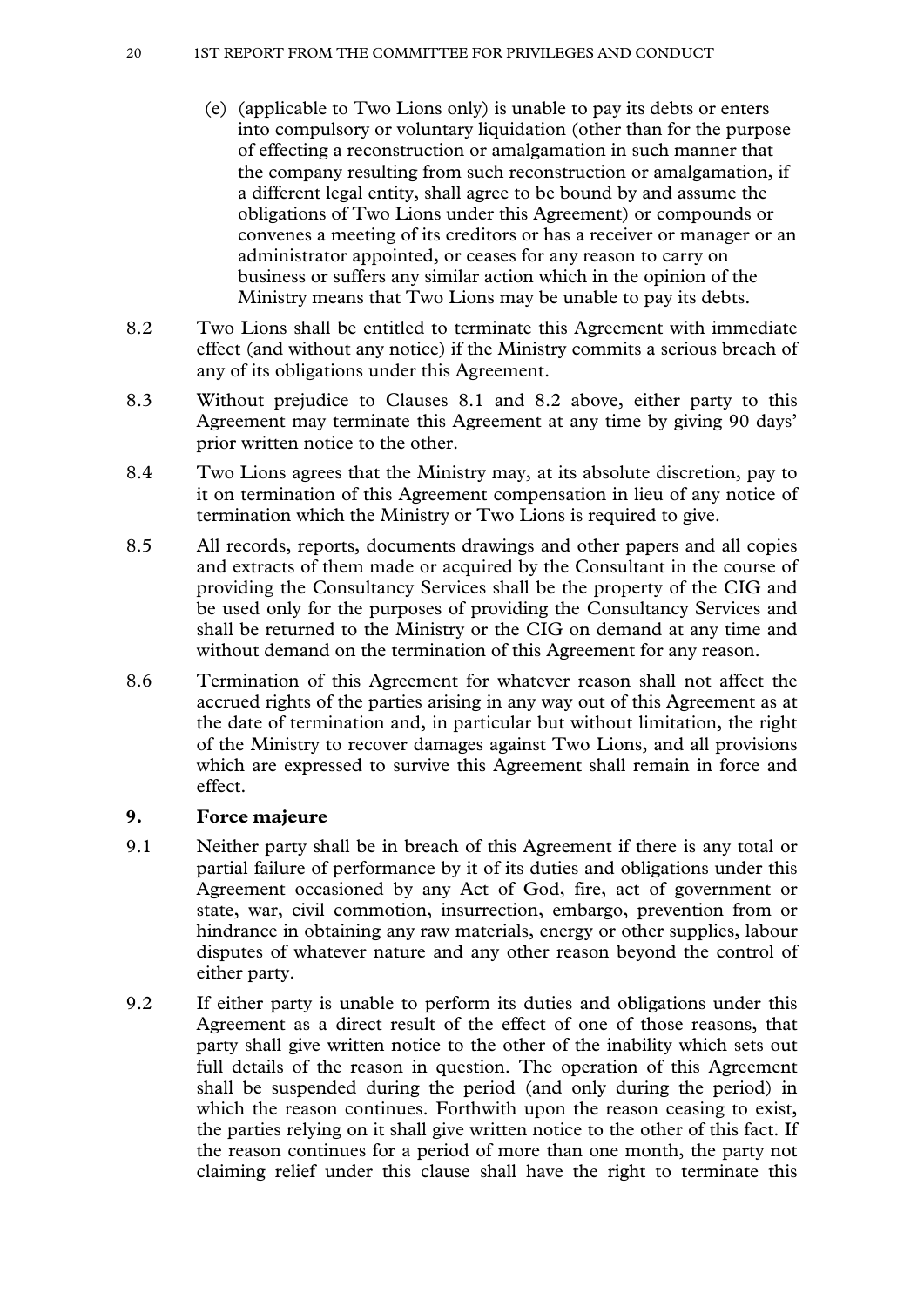(e) (applicable to Two Lions only) is unable to pay its debts or enters into compulsory or voluntary liquidation (other than for the purpose of effecting a reconstruction or amalgamation in such manner that the company resulting from such reconstruction or amalgamation, if a different legal entity, shall agree to be bound by and assume the obligations of Two Lions under this Agreement) or compounds or convenes a meeting of its creditors or has a receiver or manager or an administrator appointed, or ceases for any reason to carry on business or suffers any similar action which in the opinion of the Ministry means that Two Lions may be unable to pay its debts.

8.2 Two Lions shall be entitled to terminate this Agreement with immediate effect (and without any notice) if the Ministry commits a serious breach of any of its obligations under this Agreement.

8.3 Without prejudice to Clauses 8.1 and 8.2 above, either party to this Agreement may terminate this Agreement at any time by giving 90 days' prior written notice to the other.

8.4 Two Lions agrees that the Ministry may, at its absolute discretion, pay to it on termination of this Agreement compensation in lieu of any notice of termination which the Ministry or Two Lions is required to give.

8.5 All records, reports, documents drawings and other papers and all copies and extracts of them made or acquired by the Consultant in the course of providing the Consultancy Services shall be the property of the CIG and be used only for the purposes of providing the Consultancy Services and shall be returned to the Ministry or the CIG on demand at any time and without demand on the termination of this Agreement for any reason.

8.6 Termination of this Agreement for whatever reason shall not affect the accrued rights of the parties arising in any way out of this Agreement as at the date of termination and, in particular but without limitation, the right of the Ministry to recover damages against Two Lions, and all provisions which are expressed to survive this Agreement shall remain in force and effect.

**9. Force majeure**

9.1 Neither party shall be in breach of this Agreement if there is any total or partial failure of performance by it of its duties and obligations under this Agreement occasioned by any Act of God, fire, act of government or state, war, civil commotion, insurrection, embargo, prevention from or hindrance in obtaining any raw materials, energy or other supplies, labour disputes of whatever nature and any other reason beyond the control of either party.

9.2 If either party is unable to perform its duties and obligations under this Agreement as a direct result of the effect of one of those reasons, that party shall give written notice to the other of the inability which sets out full details of the reason in question. The operation of this Agreement shall be suspended during the period (and only during the period) in which the reason continues. Forthwith upon the reason ceasing to exist, the parties relying on it shall give written notice to the other of this fact. If the reason continues for a period of more than one month, the party not claiming relief under this clause shall have the right to terminate this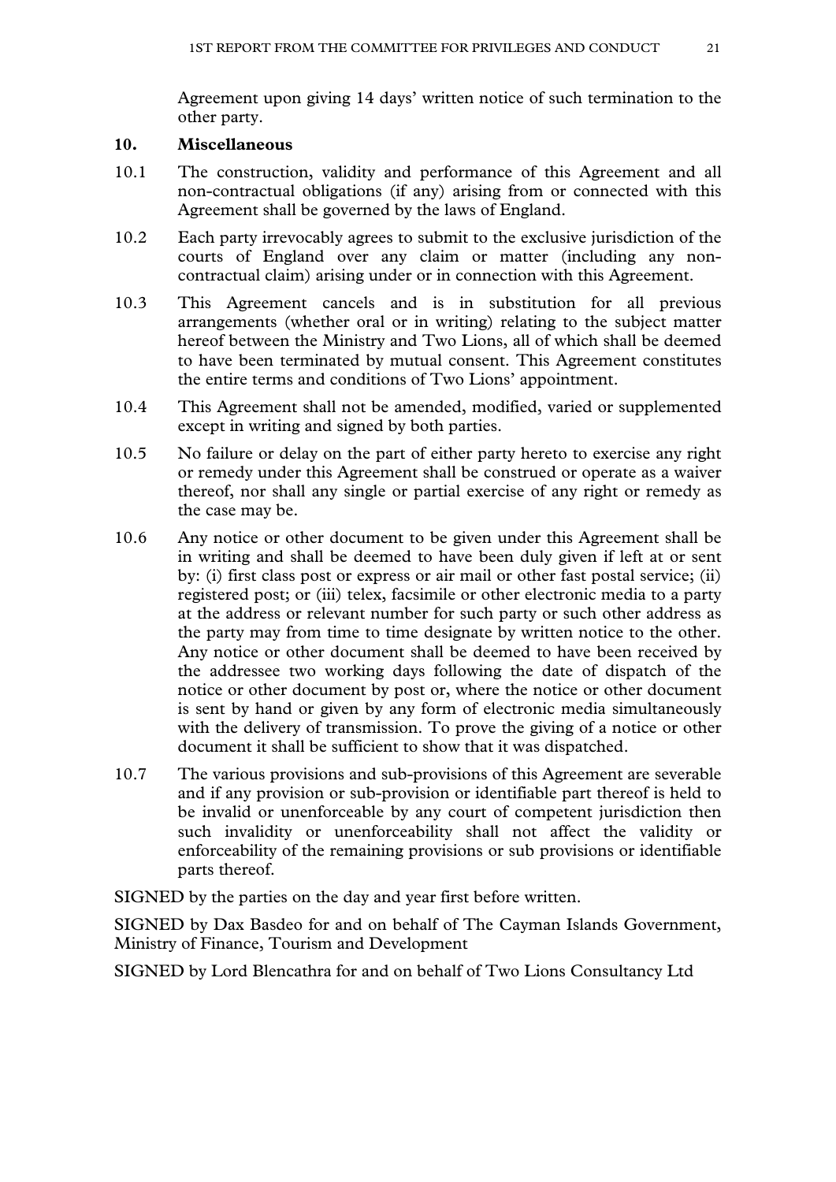Agreement upon giving 14 days' written notice of such termination to the other party.

**10. Miscellaneous**

10.1 The construction, validity and performance of this Agreement and all non-contractual obligations (if any) arising from or connected with this Agreement shall be governed by the laws of England.

10.2 Each party irrevocably agrees to submit to the exclusive jurisdiction of the courts of England over any claim or matter (including any non-contractual claim) arising under or in connection with this Agreement.

10.3 This Agreement cancels and is in substitution for all previous arrangements (whether oral or in writing) relating to the subject matter hereof between the Ministry and Two Lions, all of which shall be deemed to have been terminated by mutual consent. This Agreement constitutes the entire terms and conditions of Two Lions' appointment.

10.4 This Agreement shall not be amended, modified, varied or supplemented except in writing and signed by both parties.

10.5 No failure or delay on the part of either party hereto to exercise any right or remedy under this Agreement shall be construed or operate as a waiver thereof, nor shall any single or partial exercise of any right or remedy as the case may be.

10.6 Any notice or other document to be given under this Agreement shall be in writing and shall be deemed to have been duly given if left at or sent by: (i) first class post or express or air mail or other fast postal service; (ii) registered post; or (iii) telex, facsimile or other electronic media to a party at the address or relevant number for such party or such other address as the party may from time to time designate by written notice to the other. Any notice or other document shall be deemed to have been received by the addressee two working days following the date of dispatch of the notice or other document by post or, where the notice or other document is sent by hand or given by any form of electronic media simultaneously with the delivery of transmission. To prove the giving of a notice or other document it shall be sufficient to show that it was dispatched.

10.7 The various provisions and sub-provisions of this Agreement are severable and if any provision or sub-provision or identifiable part thereof is held to be invalid or unenforceable by any court of competent jurisdiction then such invalidity or unenforceability shall not affect the validity or enforceability of the remaining provisions or sub provisions or identifiable parts thereof.

SIGNED by the parties on the day and year first before written.

SIGNED by Dax Basdeo for and on behalf of The Cayman Islands Government, Ministry of Finance, Tourism and Development

SIGNED by Lord Blencathra for and on behalf of Two Lions Consultancy Ltd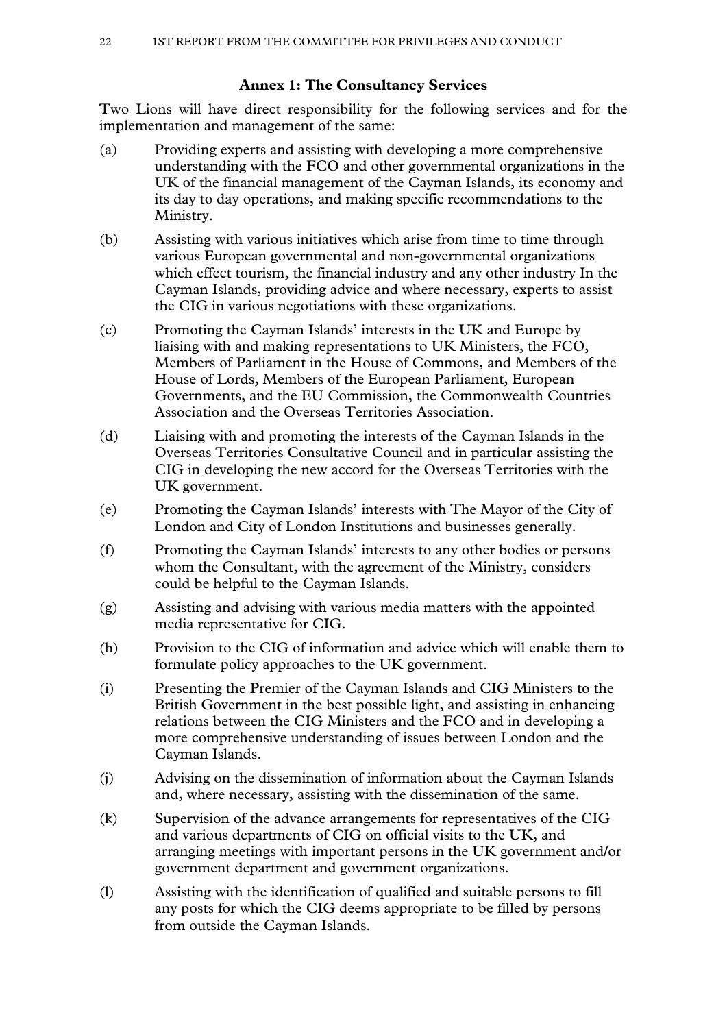## Annex 1: The Consultancy Services

Two Lions will have direct responsibility for the following services and for the implementation and management of the same:

(a) Providing experts and assisting with developing a more comprehensive understanding with the FCO and other governmental organizations in the UK of the financial management of the Cayman Islands, its economy and its day to day operations, and making specific recommendations to the Ministry.

(b) Assisting with various initiatives which arise from time to time through various European governmental and non-governmental organizations which effect tourism, the financial industry and any other industry In the Cayman Islands, providing advice and where necessary, experts to assist the CIG in various negotiations with these organizations.

(c) Promoting the Cayman Islands' interests in the UK and Europe by liaising with and making representations to UK Ministers, the FCO, Members of Parliament in the House of Commons, and Members of the House of Lords, Members of the European Parliament, European Governments, and the EU Commission, the Commonwealth Countries Association and the Overseas Territories Association.

(d) Liaising with and promoting the interests of the Cayman Islands in the Overseas Territories Consultative Council and in particular assisting the CIG in developing the new accord for the Overseas Territories with the UK government.

(e) Promoting the Cayman Islands' interests with The Mayor of the City of London and City of London Institutions and businesses generally.

(f) Promoting the Cayman Islands' interests to any other bodies or persons whom the Consultant, with the agreement of the Ministry, considers could be helpful to the Cayman Islands.

(g) Assisting and advising with various media matters with the appointed media representative for CIG.

(h) Provision to the CIG of information and advice which will enable them to formulate policy approaches to the UK government.

(i) Presenting the Premier of the Cayman Islands and CIG Ministers to the British Government in the best possible light, and assisting in enhancing relations between the CIG Ministers and the FCO and in developing a more comprehensive understanding of issues between London and the Cayman Islands.

(j) Advising on the dissemination of information about the Cayman Islands and, where necessary, assisting with the dissemination of the same.

(k) Supervision of the advance arrangements for representatives of the CIG and various departments of CIG on official visits to the UK, and arranging meetings with important persons in the UK government and/or government department and government organizations.

(l) Assisting with the identification of qualified and suitable persons to fill any posts for which the CIG deems appropriate to be filled by persons from outside the Cayman Islands.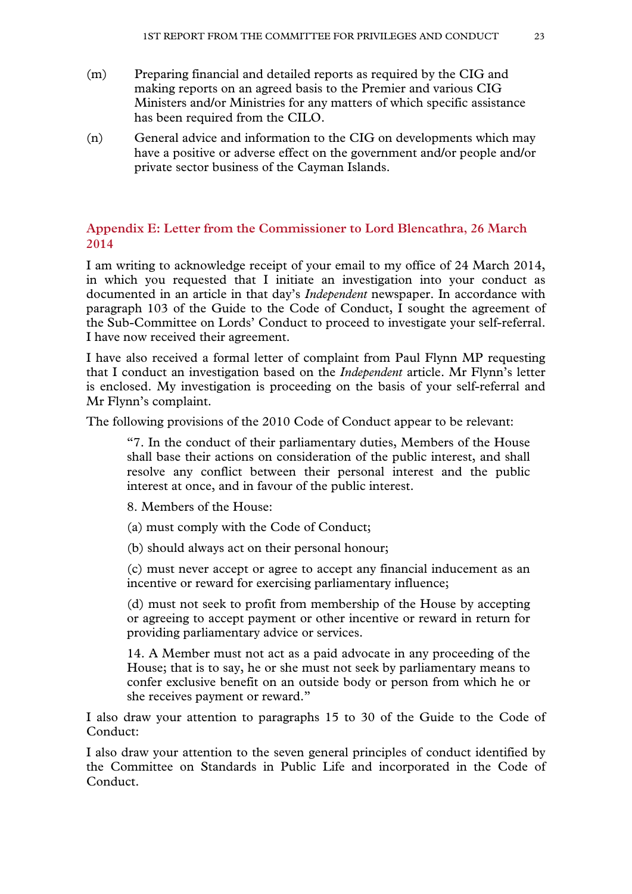(m) Preparing financial and detailed reports as required by the CIG and making reports on an agreed basis to the Premier and various CIG Ministers and/or Ministries for any matters of which specific assistance has been required from the CILO.

(n) General advice and information to the CIG on developments which may have a positive or adverse effect on the government and/or people and/or private sector business of the Cayman Islands.

## Appendix E: Letter from the Commissioner to Lord Blencathra, 26 March 2014

I am writing to acknowledge receipt of your email to my office of 24 March 2014, in which you requested that I initiate an investigation into your conduct as documented in an article in that day's *Independent* newspaper. In accordance with paragraph 103 of the Guide to the Code of Conduct, I sought the agreement of the Sub-Committee on Lords' Conduct to proceed to investigate your self-referral. I have now received their agreement.

I have also received a formal letter of complaint from Paul Flynn MP requesting that I conduct an investigation based on the *Independent* article. Mr Flynn's letter is enclosed. My investigation is proceeding on the basis of your self-referral and Mr Flynn's complaint.

The following provisions of the 2010 Code of Conduct appear to be relevant:

> "7. In the conduct of their parliamentary duties, Members of the House shall base their actions on consideration of the public interest, and shall resolve any conflict between their personal interest and the public interest at once, and in favour of the public interest.
>
> 8. Members of the House:
>
> (a) must comply with the Code of Conduct;
>
> (b) should always act on their personal honour;
>
> (c) must never accept or agree to accept any financial inducement as an incentive or reward for exercising parliamentary influence;
>
> (d) must not seek to profit from membership of the House by accepting or agreeing to accept payment or other incentive or reward in return for providing parliamentary advice or services.
>
> 14. A Member must not act as a paid advocate in any proceeding of the House; that is to say, he or she must not seek by parliamentary means to confer exclusive benefit on an outside body or person from which he or she receives payment or reward."

I also draw your attention to paragraphs 15 to 30 of the Guide to the Code of Conduct:

I also draw your attention to the seven general principles of conduct identified by the Committee on Standards in Public Life and incorporated in the Code of Conduct.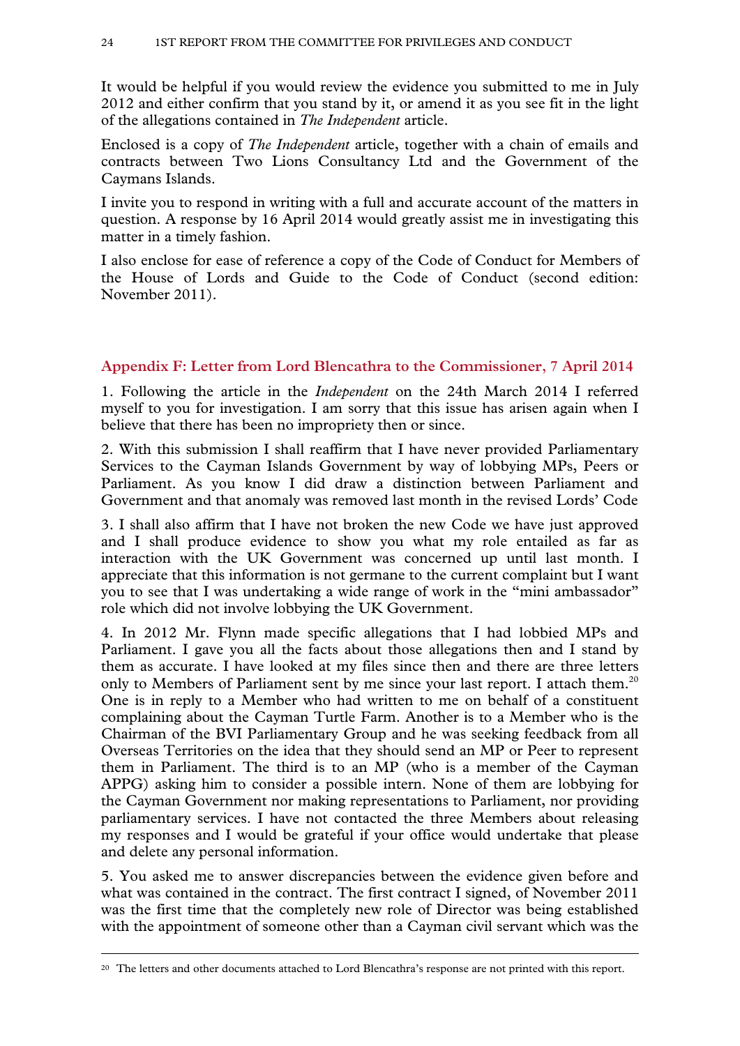It would be helpful if you would review the evidence you submitted to me in July 2012 and either confirm that you stand by it, or amend it as you see fit in the light of the allegations contained in *The Independent* article.

Enclosed is a copy of *The Independent* article, together with a chain of emails and contracts between Two Lions Consultancy Ltd and the Government of the Caymans Islands.

I invite you to respond in writing with a full and accurate account of the matters in question. A response by 16 April 2014 would greatly assist me in investigating this matter in a timely fashion.

I also enclose for ease of reference a copy of the Code of Conduct for Members of the House of Lords and Guide to the Code of Conduct (second edition: November 2011).

## Appendix F: Letter from Lord Blencathra to the Commissioner, 7 April 2014

1. Following the article in the *Independent* on the 24th March 2014 I referred myself to you for investigation. I am sorry that this issue has arisen again when I believe that there has been no impropriety then or since.

2. With this submission I shall reaffirm that I have never provided Parliamentary Services to the Cayman Islands Government by way of lobbying MPs, Peers or Parliament. As you know I did draw a distinction between Parliament and Government and that anomaly was removed last month in the revised Lords' Code

3. I shall also affirm that I have not broken the new Code we have just approved and I shall produce evidence to show you what my role entailed as far as interaction with the UK Government was concerned up until last month. I appreciate that this information is not germane to the current complaint but I want you to see that I was undertaking a wide range of work in the "mini ambassador" role which did not involve lobbying the UK Government.

4. In 2012 Mr. Flynn made specific allegations that I had lobbied MPs and Parliament. I gave you all the facts about those allegations then and I stand by them as accurate. I have looked at my files since then and there are three letters only to Members of Parliament sent by me since your last report. I attach them.[20] One is in reply to a Member who had written to me on behalf of a constituent complaining about the Cayman Turtle Farm. Another is to a Member who is the Chairman of the BVI Parliamentary Group and he was seeking feedback from all Overseas Territories on the idea that they should send an MP or Peer to represent them in Parliament. The third is to an MP (who is a member of the Cayman APPG) asking him to consider a possible intern. None of them are lobbying for the Cayman Government nor making representations to Parliament, nor providing parliamentary services. I have not contacted the three Members about releasing my responses and I would be grateful if your office would undertake that please and delete any personal information.

5. You asked me to answer discrepancies between the evidence given before and what was contained in the contract. The first contract I signed, of November 2011 was the first time that the completely new role of Director was being established with the appointment of someone other than a Cayman civil servant which was the

[20] The letters and other documents attached to Lord Blencathra's response are not printed with this report.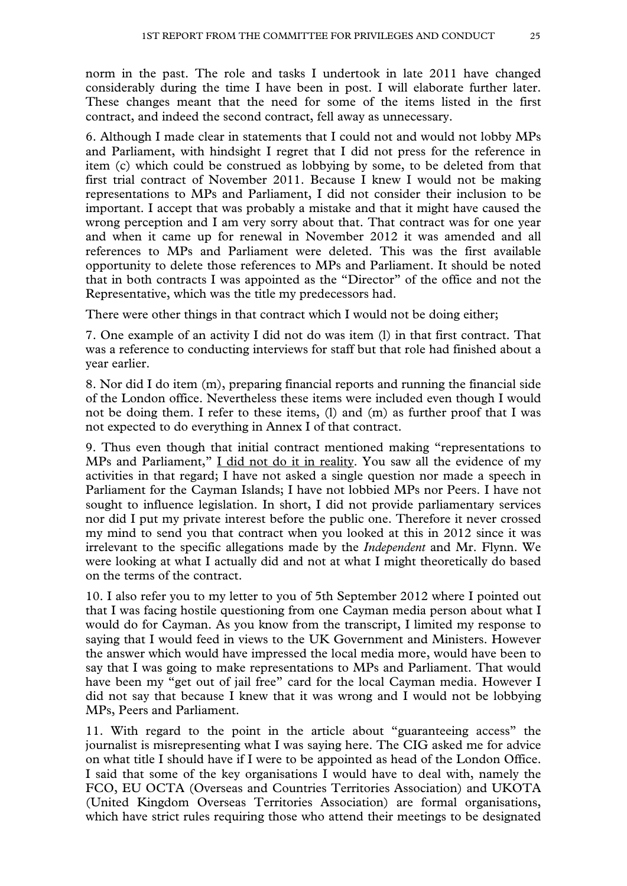norm in the past. The role and tasks I undertook in late 2011 have changed considerably during the time I have been in post. I will elaborate further later. These changes meant that the need for some of the items listed in the first contract, and indeed the second contract, fell away as unnecessary.

6. Although I made clear in statements that I could not and would not lobby MPs and Parliament, with hindsight I regret that I did not press for the reference in item (c) which could be construed as lobbying by some, to be deleted from that first trial contract of November 2011. Because I knew I would not be making representations to MPs and Parliament, I did not consider their inclusion to be important. I accept that was probably a mistake and that it might have caused the wrong perception and I am very sorry about that. That contract was for one year and when it came up for renewal in November 2012 it was amended and all references to MPs and Parliament were deleted. This was the first available opportunity to delete those references to MPs and Parliament. It should be noted that in both contracts I was appointed as the "Director" of the office and not the Representative, which was the title my predecessors had.

There were other things in that contract which I would not be doing either;

7. One example of an activity I did not do was item (l) in that first contract. That was a reference to conducting interviews for staff but that role had finished about a year earlier.

8. Nor did I do item (m), preparing financial reports and running the financial side of the London office. Nevertheless these items were included even though I would not be doing them. I refer to these items, (l) and (m) as further proof that I was not expected to do everything in Annex I of that contract.

9. Thus even though that initial contract mentioned making "representations to MPs and Parliament," <u>I did not do it in reality</u>. You saw all the evidence of my activities in that regard; I have not asked a single question nor made a speech in Parliament for the Cayman Islands; I have not lobbied MPs nor Peers. I have not sought to influence legislation. In short, I did not provide parliamentary services nor did I put my private interest before the public one. Therefore it never crossed my mind to send you that contract when you looked at this in 2012 since it was irrelevant to the specific allegations made by the *Independent* and Mr. Flynn. We were looking at what I actually did and not at what I might theoretically do based on the terms of the contract.

10. I also refer you to my letter to you of 5th September 2012 where I pointed out that I was facing hostile questioning from one Cayman media person about what I would do for Cayman. As you know from the transcript, I limited my response to saying that I would feed in views to the UK Government and Ministers. However the answer which would have impressed the local media more, would have been to say that I was going to make representations to MPs and Parliament. That would have been my "get out of jail free" card for the local Cayman media. However I did not say that because I knew that it was wrong and I would not be lobbying MPs, Peers and Parliament.

11. With regard to the point in the article about "guaranteeing access" the journalist is misrepresenting what I was saying here. The CIG asked me for advice on what title I should have if I were to be appointed as head of the London Office. I said that some of the key organisations I would have to deal with, namely the FCO, EU OCTA (Overseas and Countries Territories Association) and UKOTA (United Kingdom Overseas Territories Association) are formal organisations, which have strict rules requiring those who attend their meetings to be designated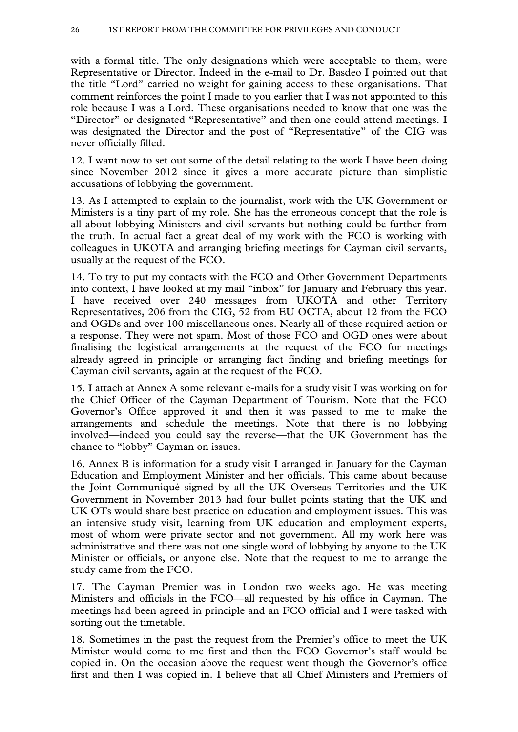with a formal title. The only designations which were acceptable to them, were Representative or Director. Indeed in the e-mail to Dr. Basdeo I pointed out that the title "Lord" carried no weight for gaining access to these organisations. That comment reinforces the point I made to you earlier that I was not appointed to this role because I was a Lord. These organisations needed to know that one was the "Director" or designated "Representative" and then one could attend meetings. I was designated the Director and the post of "Representative" of the CIG was never officially filled.

12. I want now to set out some of the detail relating to the work I have been doing since November 2012 since it gives a more accurate picture than simplistic accusations of lobbying the government.

13. As I attempted to explain to the journalist, work with the UK Government or Ministers is a tiny part of my role. She has the erroneous concept that the role is all about lobbying Ministers and civil servants but nothing could be further from the truth. In actual fact a great deal of my work with the FCO is working with colleagues in UKOTA and arranging briefing meetings for Cayman civil servants, usually at the request of the FCO.

14. To try to put my contacts with the FCO and Other Government Departments into context, I have looked at my mail "inbox" for January and February this year. I have received over 240 messages from UKOTA and other Territory Representatives, 206 from the CIG, 52 from EU OCTA, about 12 from the FCO and OGDs and over 100 miscellaneous ones. Nearly all of these required action or a response. They were not spam. Most of those FCO and OGD ones were about finalising the logistical arrangements at the request of the FCO for meetings already agreed in principle or arranging fact finding and briefing meetings for Cayman civil servants, again at the request of the FCO.

15. I attach at Annex A some relevant e-mails for a study visit I was working on for the Chief Officer of the Cayman Department of Tourism. Note that the FCO Governor's Office approved it and then it was passed to me to make the arrangements and schedule the meetings. Note that there is no lobbying involved—indeed you could say the reverse—that the UK Government has the chance to "lobby" Cayman on issues.

16. Annex B is information for a study visit I arranged in January for the Cayman Education and Employment Minister and her officials. This came about because the Joint Communiqué signed by all the UK Overseas Territories and the UK Government in November 2013 had four bullet points stating that the UK and UK OTs would share best practice on education and employment issues. This was an intensive study visit, learning from UK education and employment experts, most of whom were private sector and not government. All my work here was administrative and there was not one single word of lobbying by anyone to the UK Minister or officials, or anyone else. Note that the request to me to arrange the study came from the FCO.

17. The Cayman Premier was in London two weeks ago. He was meeting Ministers and officials in the FCO—all requested by his office in Cayman. The meetings had been agreed in principle and an FCO official and I were tasked with sorting out the timetable.

18. Sometimes in the past the request from the Premier's office to meet the UK Minister would come to me first and then the FCO Governor's staff would be copied in. On the occasion above the request went though the Governor's office first and then I was copied in. I believe that all Chief Ministers and Premiers of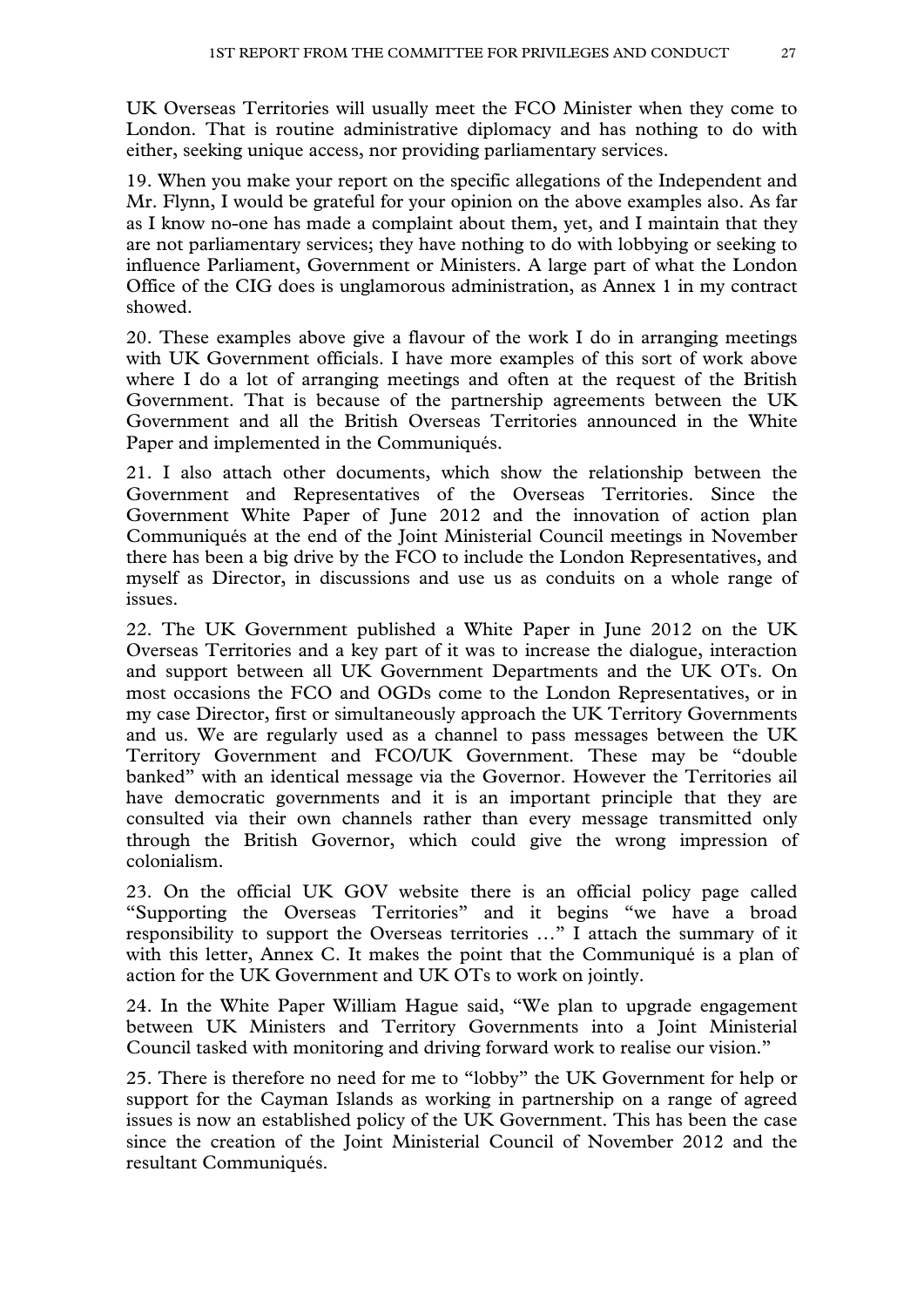UK Overseas Territories will usually meet the FCO Minister when they come to London. That is routine administrative diplomacy and has nothing to do with either, seeking unique access, nor providing parliamentary services.

19. When you make your report on the specific allegations of the Independent and Mr. Flynn, I would be grateful for your opinion on the above examples also. As far as I know no-one has made a complaint about them, yet, and I maintain that they are not parliamentary services; they have nothing to do with lobbying or seeking to influence Parliament, Government or Ministers. A large part of what the London Office of the CIG does is unglamorous administration, as Annex 1 in my contract showed.

20. These examples above give a flavour of the work I do in arranging meetings with UK Government officials. I have more examples of this sort of work above where I do a lot of arranging meetings and often at the request of the British Government. That is because of the partnership agreements between the UK Government and all the British Overseas Territories announced in the White Paper and implemented in the Communiqués.

21. I also attach other documents, which show the relationship between the Government and Representatives of the Overseas Territories. Since the Government White Paper of June 2012 and the innovation of action plan Communiqués at the end of the Joint Ministerial Council meetings in November there has been a big drive by the FCO to include the London Representatives, and myself as Director, in discussions and use us as conduits on a whole range of issues.

22. The UK Government published a White Paper in June 2012 on the UK Overseas Territories and a key part of it was to increase the dialogue, interaction and support between all UK Government Departments and the UK OTs. On most occasions the FCO and OGDs come to the London Representatives, or in my case Director, first or simultaneously approach the UK Territory Governments and us. We are regularly used as a channel to pass messages between the UK Territory Government and FCO/UK Government. These may be "double banked" with an identical message via the Governor. However the Territories ail have democratic governments and it is an important principle that they are consulted via their own channels rather than every message transmitted only through the British Governor, which could give the wrong impression of colonialism.

23. On the official UK GOV website there is an official policy page called "Supporting the Overseas Territories" and it begins "we have a broad responsibility to support the Overseas territories …" I attach the summary of it with this letter, Annex C. It makes the point that the Communiqué is a plan of action for the UK Government and UK OTs to work on jointly.

24. In the White Paper William Hague said, "We plan to upgrade engagement between UK Ministers and Territory Governments into a Joint Ministerial Council tasked with monitoring and driving forward work to realise our vision."

25. There is therefore no need for me to "lobby" the UK Government for help or support for the Cayman Islands as working in partnership on a range of agreed issues is now an established policy of the UK Government. This has been the case since the creation of the Joint Ministerial Council of November 2012 and the resultant Communiqués.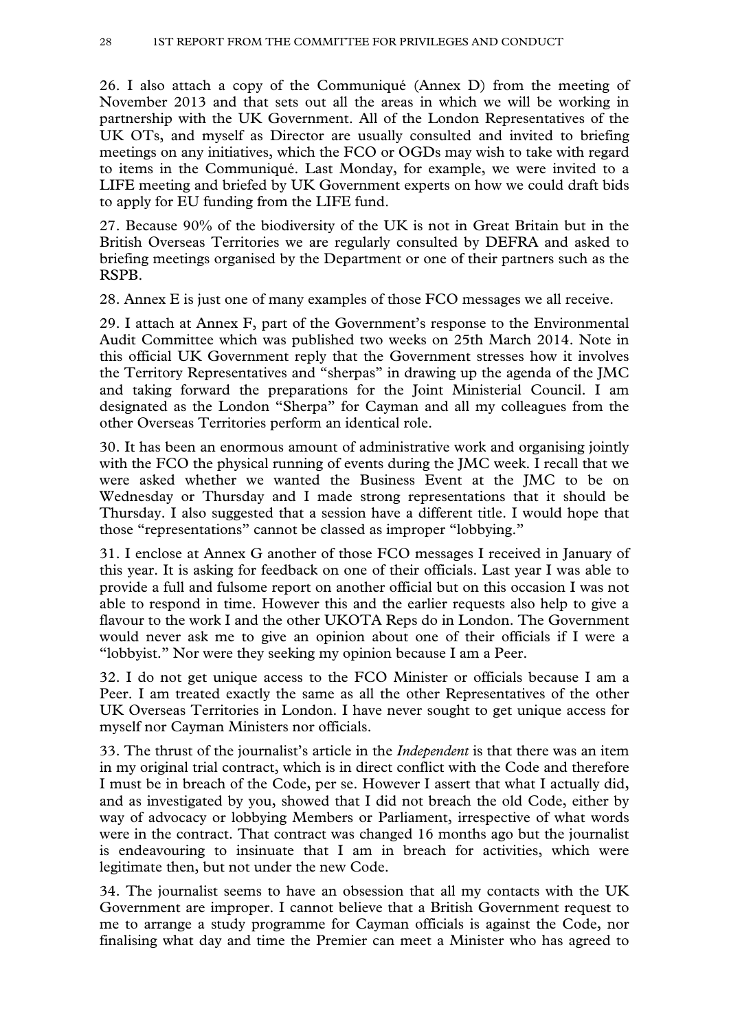26. I also attach a copy of the Communiqué (Annex D) from the meeting of November 2013 and that sets out all the areas in which we will be working in partnership with the UK Government. All of the London Representatives of the UK OTs, and myself as Director are usually consulted and invited to briefing meetings on any initiatives, which the FCO or OGDs may wish to take with regard to items in the Communiqué. Last Monday, for example, we were invited to a LIFE meeting and briefed by UK Government experts on how we could draft bids to apply for EU funding from the LIFE fund.

27. Because 90% of the biodiversity of the UK is not in Great Britain but in the British Overseas Territories we are regularly consulted by DEFRA and asked to briefing meetings organised by the Department or one of their partners such as the RSPB.

28. Annex E is just one of many examples of those FCO messages we all receive.

29. I attach at Annex F, part of the Government's response to the Environmental Audit Committee which was published two weeks on 25th March 2014. Note in this official UK Government reply that the Government stresses how it involves the Territory Representatives and "sherpas" in drawing up the agenda of the JMC and taking forward the preparations for the Joint Ministerial Council. I am designated as the London "Sherpa" for Cayman and all my colleagues from the other Overseas Territories perform an identical role.

30. It has been an enormous amount of administrative work and organising jointly with the FCO the physical running of events during the JMC week. I recall that we were asked whether we wanted the Business Event at the JMC to be on Wednesday or Thursday and I made strong representations that it should be Thursday. I also suggested that a session have a different title. I would hope that those "representations" cannot be classed as improper "lobbying."

31. I enclose at Annex G another of those FCO messages I received in January of this year. It is asking for feedback on one of their officials. Last year I was able to provide a full and fulsome report on another official but on this occasion I was not able to respond in time. However this and the earlier requests also help to give a flavour to the work I and the other UKOTA Reps do in London. The Government would never ask me to give an opinion about one of their officials if I were a "lobbyist." Nor were they seeking my opinion because I am a Peer.

32. I do not get unique access to the FCO Minister or officials because I am a Peer. I am treated exactly the same as all the other Representatives of the other UK Overseas Territories in London. I have never sought to get unique access for myself nor Cayman Ministers nor officials.

33. The thrust of the journalist's article in the *Independent* is that there was an item in my original trial contract, which is in direct conflict with the Code and therefore I must be in breach of the Code, per se. However I assert that what I actually did, and as investigated by you, showed that I did not breach the old Code, either by way of advocacy or lobbying Members or Parliament, irrespective of what words were in the contract. That contract was changed 16 months ago but the journalist is endeavouring to insinuate that I am in breach for activities, which were legitimate then, but not under the new Code.

34. The journalist seems to have an obsession that all my contacts with the UK Government are improper. I cannot believe that a British Government request to me to arrange a study programme for Cayman officials is against the Code, nor finalising what day and time the Premier can meet a Minister who has agreed to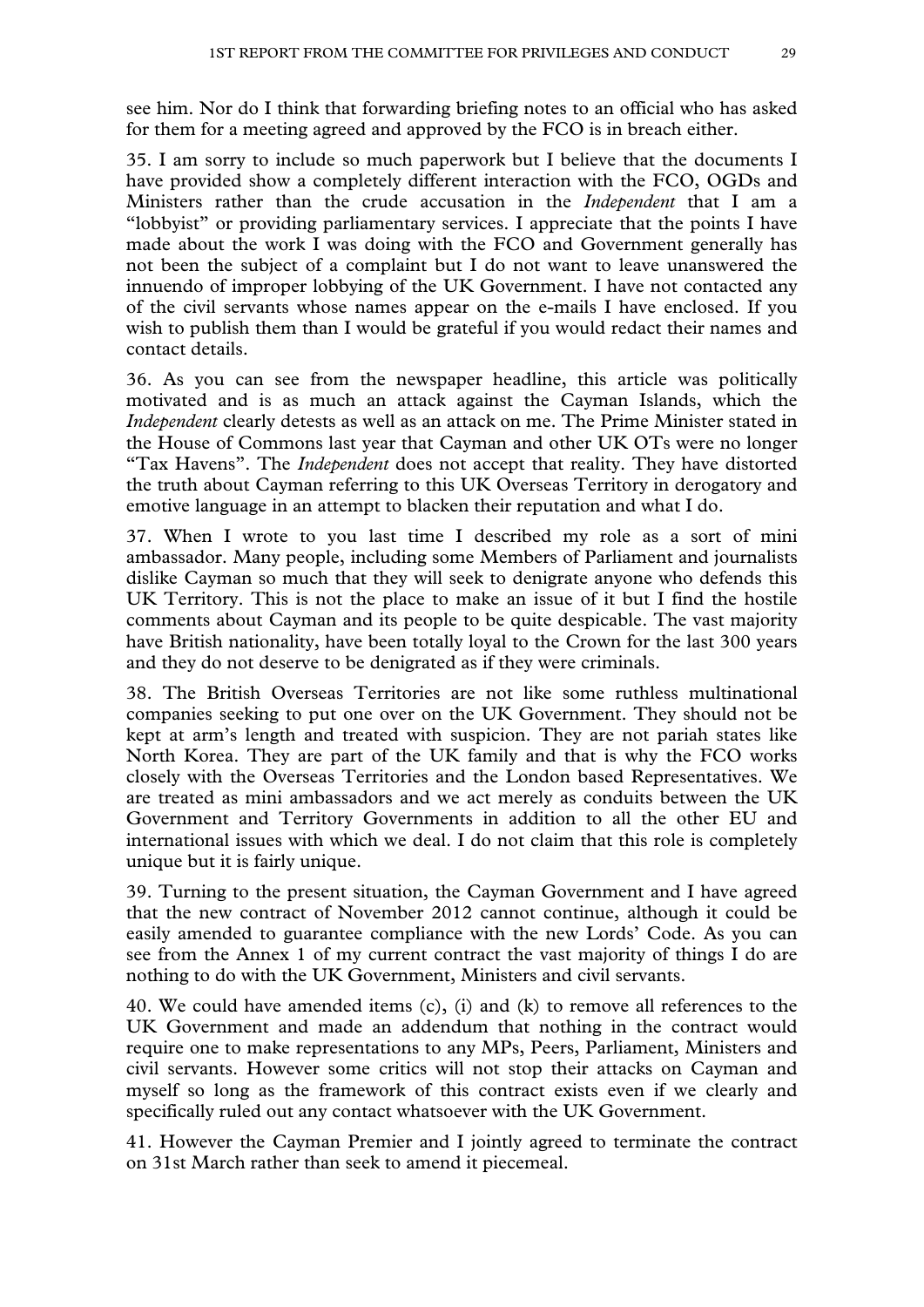see him. Nor do I think that forwarding briefing notes to an official who has asked for them for a meeting agreed and approved by the FCO is in breach either.

35. I am sorry to include so much paperwork but I believe that the documents I have provided show a completely different interaction with the FCO, OGDs and Ministers rather than the crude accusation in the *Independent* that I am a "lobbyist" or providing parliamentary services. I appreciate that the points I have made about the work I was doing with the FCO and Government generally has not been the subject of a complaint but I do not want to leave unanswered the innuendo of improper lobbying of the UK Government. I have not contacted any of the civil servants whose names appear on the e-mails I have enclosed. If you wish to publish them than I would be grateful if you would redact their names and contact details.

36. As you can see from the newspaper headline, this article was politically motivated and is as much an attack against the Cayman Islands, which the *Independent* clearly detests as well as an attack on me. The Prime Minister stated in the House of Commons last year that Cayman and other UK OTs were no longer "Tax Havens". The *Independent* does not accept that reality. They have distorted the truth about Cayman referring to this UK Overseas Territory in derogatory and emotive language in an attempt to blacken their reputation and what I do.

37. When I wrote to you last time I described my role as a sort of mini ambassador. Many people, including some Members of Parliament and journalists dislike Cayman so much that they will seek to denigrate anyone who defends this UK Territory. This is not the place to make an issue of it but I find the hostile comments about Cayman and its people to be quite despicable. The vast majority have British nationality, have been totally loyal to the Crown for the last 300 years and they do not deserve to be denigrated as if they were criminals.

38. The British Overseas Territories are not like some ruthless multinational companies seeking to put one over on the UK Government. They should not be kept at arm's length and treated with suspicion. They are not pariah states like North Korea. They are part of the UK family and that is why the FCO works closely with the Overseas Territories and the London based Representatives. We are treated as mini ambassadors and we act merely as conduits between the UK Government and Territory Governments in addition to all the other EU and international issues with which we deal. I do not claim that this role is completely unique but it is fairly unique.

39. Turning to the present situation, the Cayman Government and I have agreed that the new contract of November 2012 cannot continue, although it could be easily amended to guarantee compliance with the new Lords' Code. As you can see from the Annex 1 of my current contract the vast majority of things I do are nothing to do with the UK Government, Ministers and civil servants.

40. We could have amended items (c), (i) and (k) to remove all references to the UK Government and made an addendum that nothing in the contract would require one to make representations to any MPs, Peers, Parliament, Ministers and civil servants. However some critics will not stop their attacks on Cayman and myself so long as the framework of this contract exists even if we clearly and specifically ruled out any contact whatsoever with the UK Government.

41. However the Cayman Premier and I jointly agreed to terminate the contract on 31st March rather than seek to amend it piecemeal.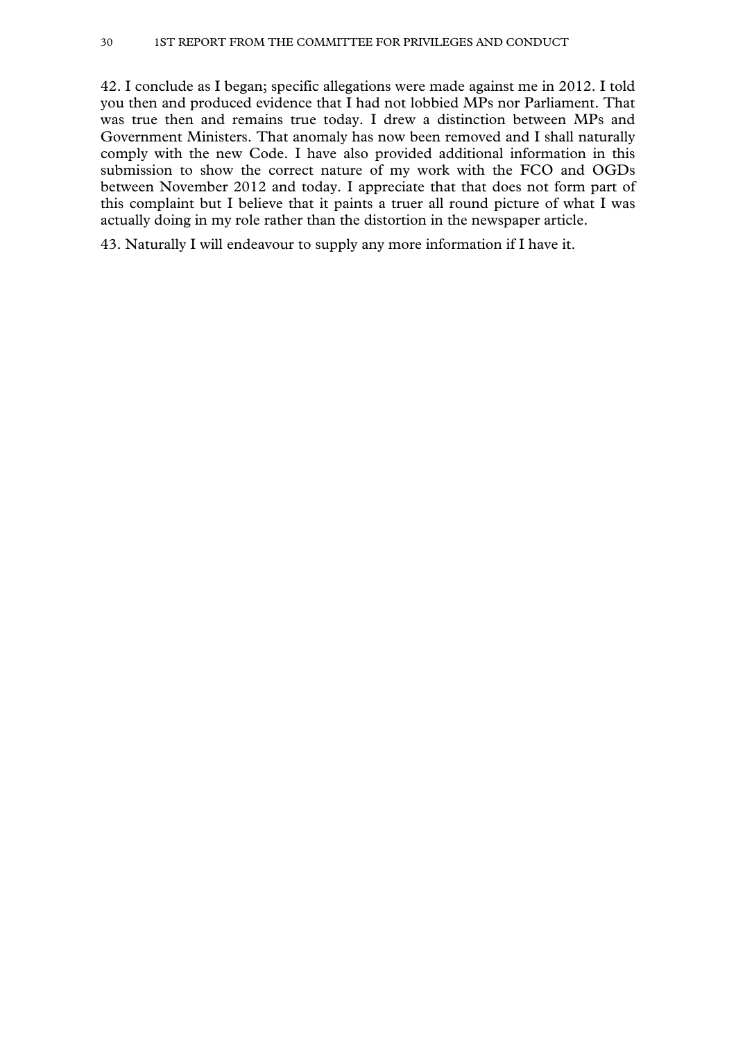42. I conclude as I began; specific allegations were made against me in 2012. I told you then and produced evidence that I had not lobbied MPs nor Parliament. That was true then and remains true today. I drew a distinction between MPs and Government Ministers. That anomaly has now been removed and I shall naturally comply with the new Code. I have also provided additional information in this submission to show the correct nature of my work with the FCO and OGDs between November 2012 and today. I appreciate that that does not form part of this complaint but I believe that it paints a truer all round picture of what I was actually doing in my role rather than the distortion in the newspaper article.

43. Naturally I will endeavour to supply any more information if I have it.